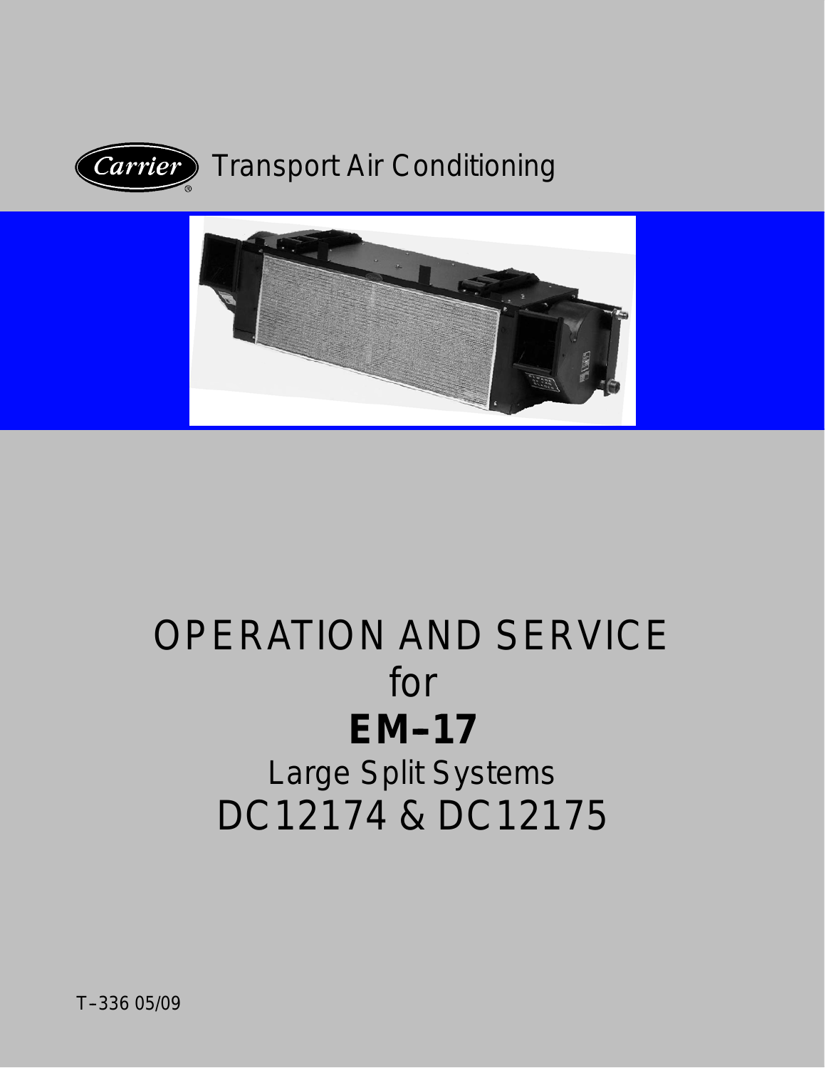Carrier Transport Air Conditioning

# OPERATION AND SERVICE

for

## EM–17

Large Split Systems

DC12174 & DC12175

T–336 05/09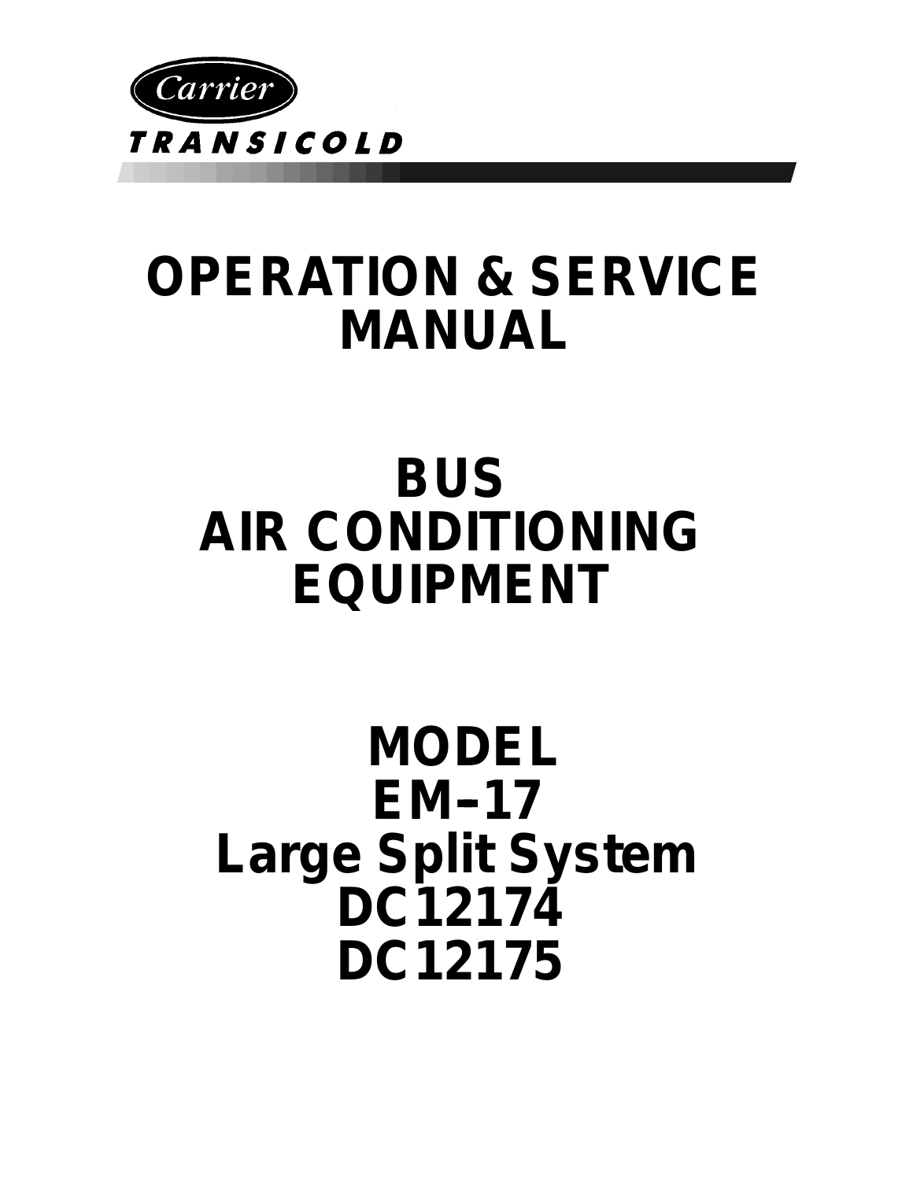Carrier

TRANSICOLD

# OPERATION & SERVICE MANUAL

# BUS AIR CONDITIONING EQUIPMENT

# MODEL EM–17 Large Split System DC12174 DC12175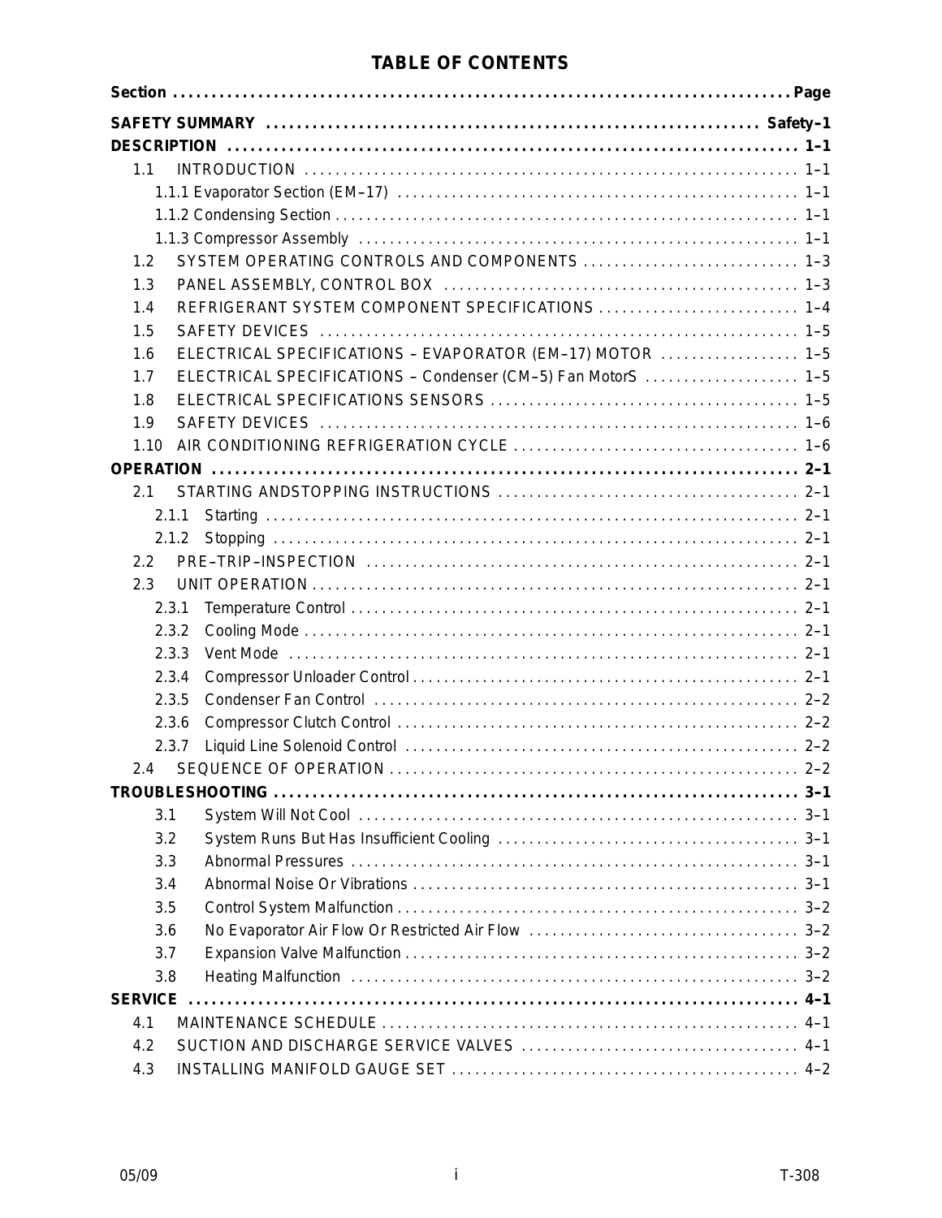# TABLE OF CONTENTS

| Section | Page |
|---|---|
| **SAFETY SUMMARY** | **Safety–1** |
| **DESCRIPTION** | **1–1** |
| 1.1 INTRODUCTION | 1–1 |
| 1.1.1 Evaporator Section (EM–17) | 1–1 |
| 1.1.2 Condensing Section | 1–1 |
| 1.1.3 Compressor Assembly | 1–1 |
| 1.2 SYSTEM OPERATING CONTROLS AND COMPONENTS | 1–3 |
| 1.3 PANEL ASSEMBLY, CONTROL BOX | 1–3 |
| 1.4 REFRIGERANT SYSTEM COMPONENT SPECIFICATIONS | 1–4 |
| 1.5 SAFETY DEVICES | 1–5 |
| 1.6 ELECTRICAL SPECIFICATIONS – EVAPORATOR (EM–17) MOTOR | 1–5 |
| 1.7 ELECTRICAL SPECIFICATIONS – Condenser (CM–5) Fan MotorS | 1–5 |
| 1.8 ELECTRICAL SPECIFICATIONS SENSORS | 1–5 |
| 1.9 SAFETY DEVICES | 1–6 |
| 1.10 AIR CONDITIONING REFRIGERATION CYCLE | 1–6 |
| **OPERATION** | **2–1** |
| 2.1 STARTING ANDSTOPPING INSTRUCTIONS | 2–1 |
| 2.1.1 Starting | 2–1 |
| 2.1.2 Stopping | 2–1 |
| 2.2 PRE–TRIP–INSPECTION | 2–1 |
| 2.3 UNIT OPERATION | 2–1 |
| 2.3.1 Temperature Control | 2–1 |
| 2.3.2 Cooling Mode | 2–1 |
| 2.3.3 Vent Mode | 2–1 |
| 2.3.4 Compressor Unloader Control | 2–1 |
| 2.3.5 Condenser Fan Control | 2–2 |
| 2.3.6 Compressor Clutch Control | 2–2 |
| 2.3.7 Liquid Line Solenoid Control | 2–2 |
| 2.4 SEQUENCE OF OPERATION | 2–2 |
| **TROUBLESHOOTING** | **3–1** |
| 3.1 System Will Not Cool | 3–1 |
| 3.2 System Runs But Has Insufficient Cooling | 3–1 |
| 3.3 Abnormal Pressures | 3–1 |
| 3.4 Abnormal Noise Or Vibrations | 3–1 |
| 3.5 Control System Malfunction | 3–2 |
| 3.6 No Evaporator Air Flow Or Restricted Air Flow | 3–2 |
| 3.7 Expansion Valve Malfunction | 3–2 |
| 3.8 Heating Malfunction | 3–2 |
| **SERVICE** | **4–1** |
| 4.1 MAINTENANCE SCHEDULE | 4–1 |
| 4.2 SUCTION AND DISCHARGE SERVICE VALVES | 4–1 |
| 4.3 INSTALLING MANIFOLD GAUGE SET | 4–2 |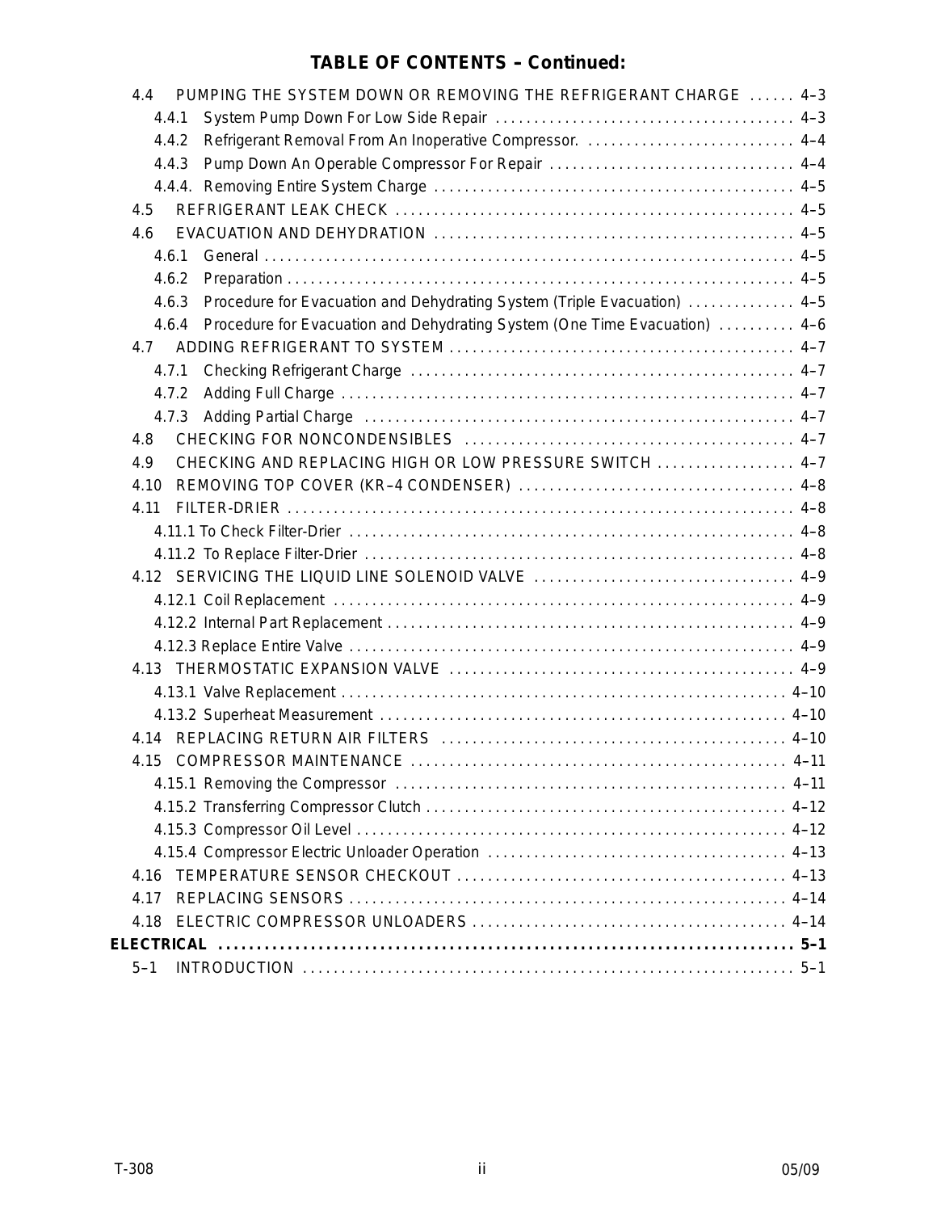## TABLE OF CONTENTS – Continued:

4.4 PUMPING THE SYSTEM DOWN OR REMOVING THE REFRIGERANT CHARGE ...... 4–3
- 4.4.1 System Pump Down For Low Side Repair ...... 4–3
- 4.4.2 Refrigerant Removal From An Inoperative Compressor. ...... 4–4
- 4.4.3 Pump Down An Operable Compressor For Repair ...... 4–4
- 4.4.4. Removing Entire System Charge ...... 4–5

4.5 REFRIGERANT LEAK CHECK ...... 4–5

4.6 EVACUATION AND DEHYDRATION ...... 4–5
- 4.6.1 General ...... 4–5
- 4.6.2 Preparation ...... 4–5
- 4.6.3 Procedure for Evacuation and Dehydrating System (Triple Evacuation) ...... 4–5
- 4.6.4 Procedure for Evacuation and Dehydrating System (One Time Evacuation) ...... 4–6

4.7 ADDING REFRIGERANT TO SYSTEM ...... 4–7
- 4.7.1 Checking Refrigerant Charge ...... 4–7
- 4.7.2 Adding Full Charge ...... 4–7
- 4.7.3 Adding Partial Charge ...... 4–7

4.8 CHECKING FOR NONCONDENSIBLES ...... 4–7

4.9 CHECKING AND REPLACING HIGH OR LOW PRESSURE SWITCH ...... 4–7

4.10 REMOVING TOP COVER (KR–4 CONDENSER) ...... 4–8

4.11 FILTER-DRIER ...... 4–8
- 4.11.1 To Check Filter-Drier ...... 4–8
- 4.11.2 To Replace Filter-Drier ...... 4–8

4.12 SERVICING THE LIQUID LINE SOLENOID VALVE ...... 4–9
- 4.12.1 Coil Replacement ...... 4–9
- 4.12.2 Internal Part Replacement ...... 4–9
- 4.12.3 Replace Entire Valve ...... 4–9

4.13 THERMOSTATIC EXPANSION VALVE ...... 4–9
- 4.13.1 Valve Replacement ...... 4–10
- 4.13.2 Superheat Measurement ...... 4–10

4.14 REPLACING RETURN AIR FILTERS ...... 4–10

4.15 COMPRESSOR MAINTENANCE ...... 4–11
- 4.15.1 Removing the Compressor ...... 4–11
- 4.15.2 Transferring Compressor Clutch ...... 4–12
- 4.15.3 Compressor Oil Level ...... 4–12
- 4.15.4 Compressor Electric Unloader Operation ...... 4–13

4.16 TEMPERATURE SENSOR CHECKOUT ...... 4–13

4.17 REPLACING SENSORS ...... 4–14

4.18 ELECTRIC COMPRESSOR UNLOADERS ...... 4–14

**ELECTRICAL ...... 5–1**

5–1 INTRODUCTION ...... 5–1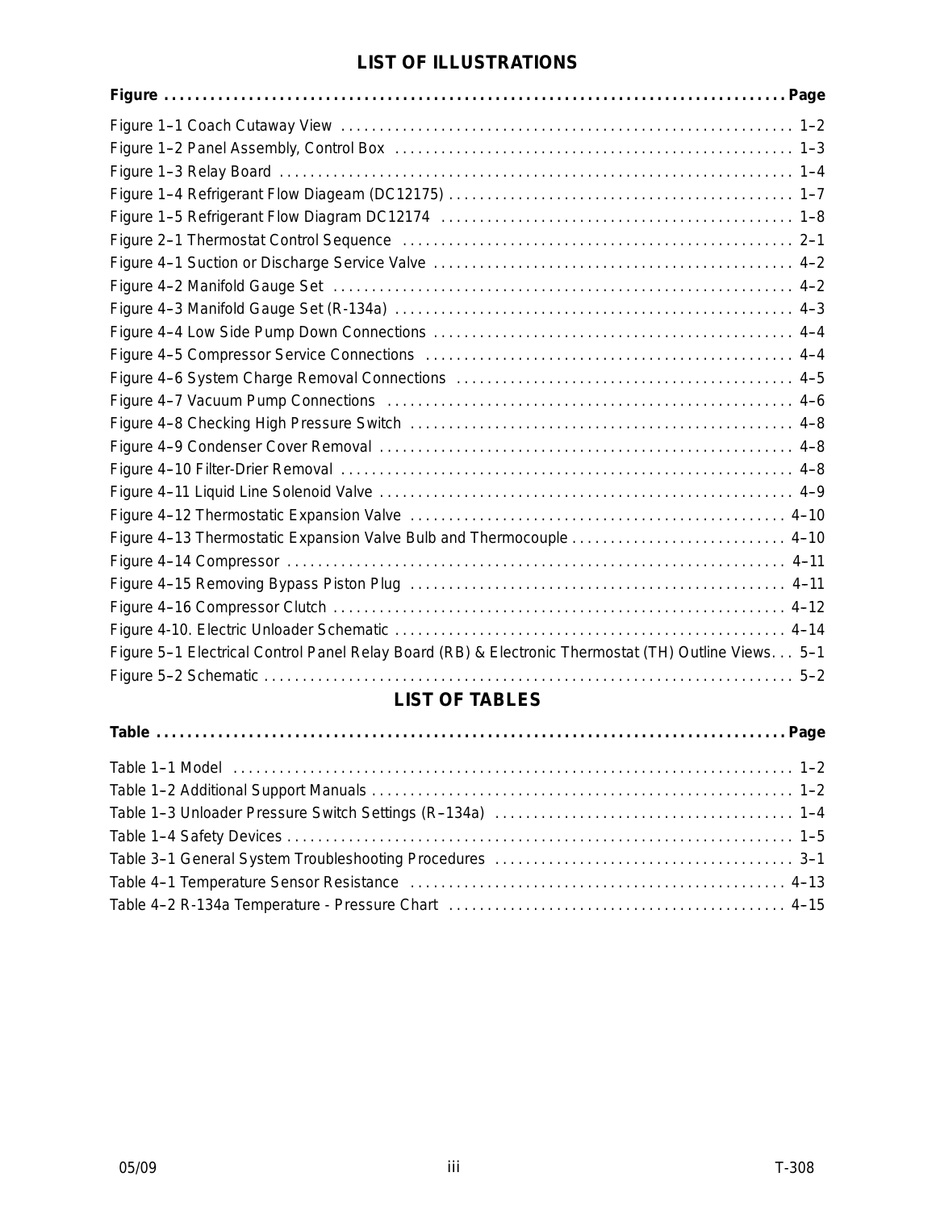## LIST OF ILLUSTRATIONS

| Figure | Page |
|---|---|
| Figure 1–1 Coach Cutaway View | 1–2 |
| Figure 1–2 Panel Assembly, Control Box | 1–3 |
| Figure 1–3 Relay Board | 1–4 |
| Figure 1–4 Refrigerant Flow Diageam (DC12175) | 1–7 |
| Figure 1–5 Refrigerant Flow Diagram DC12174 | 1–8 |
| Figure 2–1 Thermostat Control Sequence | 2–1 |
| Figure 4–1 Suction or Discharge Service Valve | 4–2 |
| Figure 4–2 Manifold Gauge Set | 4–2 |
| Figure 4–3 Manifold Gauge Set (R-134a) | 4–3 |
| Figure 4–4 Low Side Pump Down Connections | 4–4 |
| Figure 4–5 Compressor Service Connections | 4–4 |
| Figure 4–6 System Charge Removal Connections | 4–5 |
| Figure 4–7 Vacuum Pump Connections | 4–6 |
| Figure 4–8 Checking High Pressure Switch | 4–8 |
| Figure 4–9 Condenser Cover Removal | 4–8 |
| Figure 4–10 Filter-Drier Removal | 4–8 |
| Figure 4–11 Liquid Line Solenoid Valve | 4–9 |
| Figure 4–12 Thermostatic Expansion Valve | 4–10 |
| Figure 4–13 Thermostatic Expansion Valve Bulb and Thermocouple | 4–10 |
| Figure 4–14 Compressor | 4–11 |
| Figure 4–15 Removing Bypass Piston Plug | 4–11 |
| Figure 4–16 Compressor Clutch | 4–12 |
| Figure 4-10. Electric Unloader Schematic | 4–14 |
| Figure 5–1 Electrical Control Panel Relay Board (RB) & Electronic Thermostat (TH) Outline Views | 5–1 |
| Figure 5–2 Schematic | 5–2 |

## LIST OF TABLES

| Table | Page |
|---|---|
| Table 1–1 Model | 1–2 |
| Table 1–2 Additional Support Manuals | 1–2 |
| Table 1–3 Unloader Pressure Switch Settings (R–134a) | 1–4 |
| Table 1–4 Safety Devices | 1–5 |
| Table 3–1 General System Troubleshooting Procedures | 3–1 |
| Table 4–1 Temperature Sensor Resistance | 4–13 |
| Table 4–2 R-134a Temperature - Pressure Chart | 4–15 |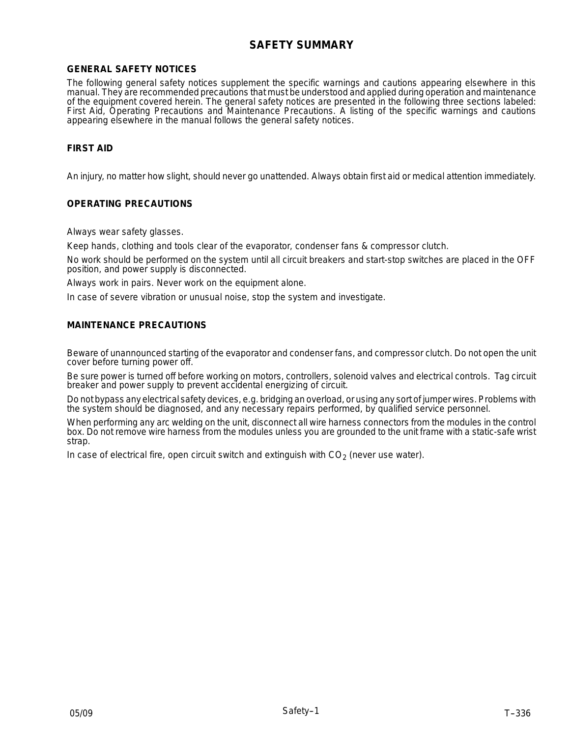# SAFETY SUMMARY

## GENERAL SAFETY NOTICES

The following general safety notices supplement the specific warnings and cautions appearing elsewhere in this manual. They are recommended precautions that must be understood and applied during operation and maintenance of the equipment covered herein. The general safety notices are presented in the following three sections labeled: First Aid, Operating Precautions and Maintenance Precautions. A listing of the specific warnings and cautions appearing elsewhere in the manual follows the general safety notices.

## FIRST AID

An injury, no matter how slight, should never go unattended. Always obtain first aid or medical attention immediately.

## OPERATING PRECAUTIONS

Always wear safety glasses.

Keep hands, clothing and tools clear of the evaporator, condenser fans & compressor clutch.

No work should be performed on the system until all circuit breakers and start-stop switches are placed in the OFF position, and power supply is disconnected.

Always work in pairs. Never work on the equipment alone.

In case of severe vibration or unusual noise, stop the system and investigate.

## MAINTENANCE PRECAUTIONS

Beware of unannounced starting of the evaporator and condenser fans, and compressor clutch. Do not open the unit cover before turning power off.

Be sure power is turned off before working on motors, controllers, solenoid valves and electrical controls. Tag circuit breaker and power supply to prevent accidental energizing of circuit.

Do not bypass any electrical safety devices, e.g. bridging an overload, or using any sort of jumper wires. Problems with the system should be diagnosed, and any necessary repairs performed, by qualified service personnel.

When performing any arc welding on the unit, disconnect all wire harness connectors from the modules in the control box. Do not remove wire harness from the modules unless you are grounded to the unit frame with a static-safe wrist strap.

In case of electrical fire, open circuit switch and extinguish with $CO_2$ (never use water).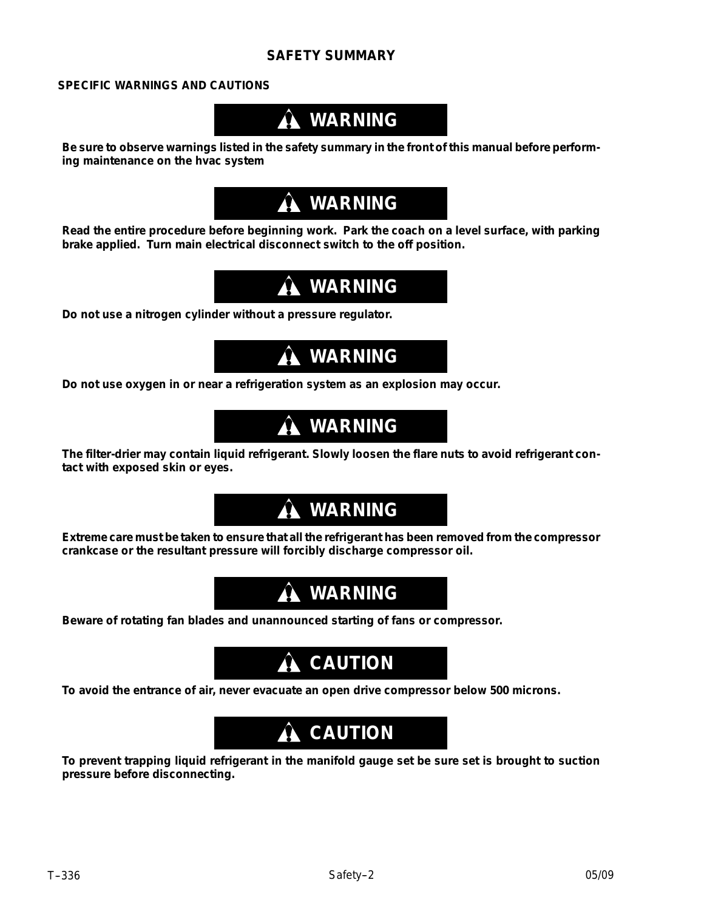## SAFETY SUMMARY

### SPECIFIC WARNINGS AND CAUTIONS

**WARNING**

**Be sure to observe warnings listed in the safety summary in the front of this manual before performing maintenance on the hvac system**

**WARNING**

**Read the entire procedure before beginning work. Park the coach on a level surface, with parking brake applied. Turn main electrical disconnect switch to the off position.**

**WARNING**

**Do not use a nitrogen cylinder without a pressure regulator.**

**WARNING**

**Do not use oxygen in or near a refrigeration system as an explosion may occur.**

**WARNING**

**The filter-drier may contain liquid refrigerant. Slowly loosen the flare nuts to avoid refrigerant contact with exposed skin or eyes.**

**WARNING**

**Extreme care must be taken to ensure that all the refrigerant has been removed from the compressor crankcase or the resultant pressure will forcibly discharge compressor oil.**

**WARNING**

**Beware of rotating fan blades and unannounced starting of fans or compressor.**

**CAUTION**

**To avoid the entrance of air, never evacuate an open drive compressor below 500 microns.**

**CAUTION**

**To prevent trapping liquid refrigerant in the manifold gauge set be sure set is brought to suction pressure before disconnecting.**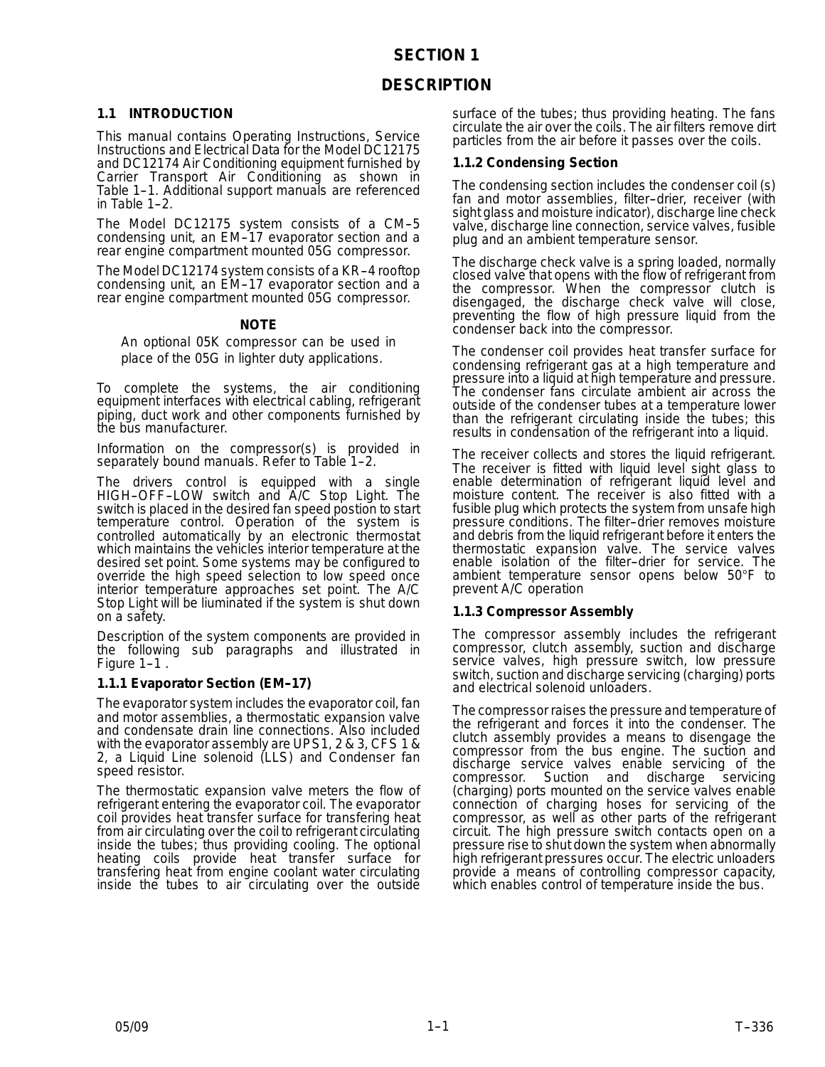# SECTION 1

# DESCRIPTION

## 1.1 INTRODUCTION

This manual contains Operating Instructions, Service Instructions and Electrical Data for the Model DC12175 and DC12174 Air Conditioning equipment furnished by Carrier Transport Air Conditioning as shown in Table 1–1. Additional support manuals are referenced in Table 1–2.

The Model DC12175 system consists of a CM–5 condensing unit, an EM–17 evaporator section and a rear engine compartment mounted 05G compressor.

The Model DC12174 system consists of a KR–4 rooftop condensing unit, an EM–17 evaporator section and a rear engine compartment mounted 05G compressor.

**NOTE**

An optional 05K compressor can be used in place of the 05G in lighter duty applications.

To complete the systems, the air conditioning equipment interfaces with electrical cabling, refrigerant piping, duct work and other components furnished by the bus manufacturer.

Information on the compressor(s) is provided in separately bound manuals. Refer to Table 1–2.

The drivers control is equipped with a single HIGH–OFF–LOW switch and A/C Stop Light. The switch is placed in the desired fan speed postion to start temperature control. Operation of the system is controlled automatically by an electronic thermostat which maintains the vehicles interior temperature at the desired set point. Some systems may be configured to override the high speed selection to low speed once interior temperature approaches set point. The A/C Stop Light will be liuminated if the system is shut down on a safety.

Description of the system components are provided in the following sub paragraphs and illustrated in Figure 1–1 .

### 1.1.1 Evaporator Section (EM–17)

The evaporator system includes the evaporator coil, fan and motor assemblies, a thermostatic expansion valve and condensate drain line connections. Also included with the evaporator assembly are UPS1, 2 & 3, CFS 1 & 2, a Liquid Line solenoid (LLS) and Condenser fan speed resistor.

The thermostatic expansion valve meters the flow of refrigerant entering the evaporator coil. The evaporator coil provides heat transfer surface for transfering heat from air circulating over the coil to refrigerant circulating inside the tubes; thus providing cooling. The optional heating coils provide heat transfer surface for transfering heat from engine coolant water circulating inside the tubes to air circulating over the outside surface of the tubes; thus providing heating. The fans circulate the air over the coils. The air filters remove dirt particles from the air before it passes over the coils.

### 1.1.2 Condensing Section

The condensing section includes the condenser coil (s) fan and motor assemblies, filter–drier, receiver (with sight glass and moisture indicator), discharge line check valve, discharge line connection, service valves, fusible plug and an ambient temperature sensor.

The discharge check valve is a spring loaded, normally closed valve that opens with the flow of refrigerant from the compressor. When the compressor clutch is disengaged, the discharge check valve will close, preventing the flow of high pressure liquid from the condenser back into the compressor.

The condenser coil provides heat transfer surface for condensing refrigerant gas at a high temperature and pressure into a liquid at high temperature and pressure. The condenser fans circulate ambient air across the outside of the condenser tubes at a temperature lower than the refrigerant circulating inside the tubes; this results in condensation of the refrigerant into a liquid.

The receiver collects and stores the liquid refrigerant. The receiver is fitted with liquid level sight glass to enable determination of refrigerant liquid level and moisture content. The receiver is also fitted with a fusible plug which protects the system from unsafe high pressure conditions. The filter–drier removes moisture and debris from the liquid refrigerant before it enters the thermostatic expansion valve. The service valves enable isolation of the filter–drier for service. The ambient temperature sensor opens below 50°F to prevent A/C operation

### 1.1.3 Compressor Assembly

The compressor assembly includes the refrigerant compressor, clutch assembly, suction and discharge service valves, high pressure switch, low pressure switch, suction and discharge servicing (charging) ports and electrical solenoid unloaders.

The compressor raises the pressure and temperature of the refrigerant and forces it into the condenser. The clutch assembly provides a means to disengage the compressor from the bus engine. The suction and discharge service valves enable servicing of the compressor. Suction and discharge servicing (charging) ports mounted on the service valves enable connection of charging hoses for servicing of the compressor, as well as other parts of the refrigerant circuit. The high pressure switch contacts open on a pressure rise to shut down the system when abnormally high refrigerant pressures occur. The electric unloaders provide a means of controlling compressor capacity, which enables control of temperature inside the bus.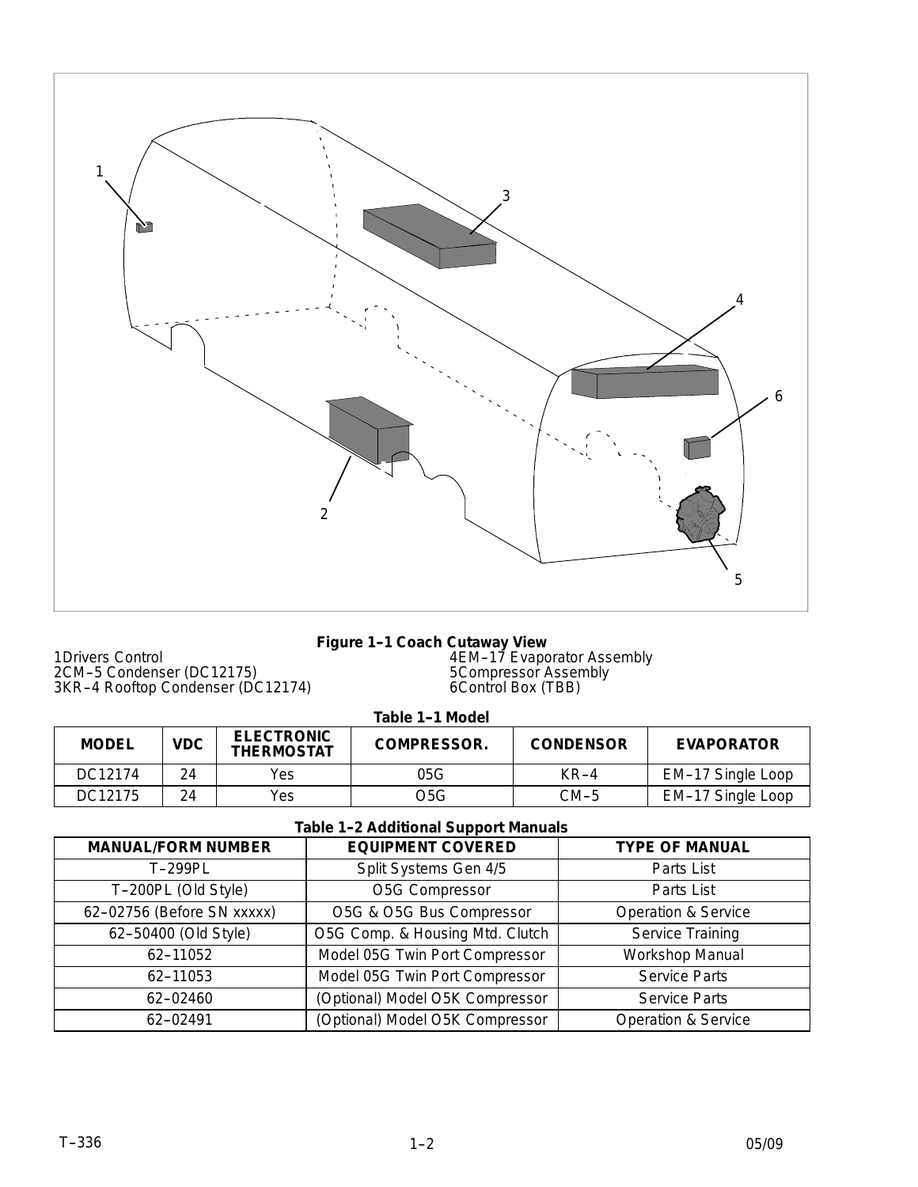**Figure 1–1 Coach Cutaway View**

1Drivers Control
2CM–5 Condenser (DC12175)
3KR–4 Rooftop Condenser (DC12174)
4EM–17 Evaporator Assembly
5Compressor Assembly
6Control Box (TBB)

**Table 1–1 Model**

| MODEL | VDC | ELECTRONIC THERMOSTAT | COMPRESSOR. | CONDENSOR | EVAPORATOR |
|---|---|---|---|---|---|
| DC12174 | 24 | Yes | 05G | KR–4 | EM–17 Single Loop |
| DC12175 | 24 | Yes | O5G | CM–5 | EM–17 Single Loop |

**Table 1–2 Additional Support Manuals**

| MANUAL/FORM NUMBER | EQUIPMENT COVERED | TYPE OF MANUAL |
|---|---|---|
| T–299PL | Split Systems Gen 4/5 | Parts List |
| T–200PL (Old Style) | O5G Compressor | Parts List |
| 62–02756 (Before SN xxxxx) | O5G & O5G Bus Compressor | Operation & Service |
| 62–50400 (Old Style) | O5G Comp. & Housing Mtd. Clutch | Service Training |
| 62–11052 | Model 05G Twin Port Compressor | Workshop Manual |
| 62–11053 | Model 05G Twin Port Compressor | Service Parts |
| 62–02460 | (Optional) Model O5K Compressor | Service Parts |
| 62–02491 | (Optional) Model O5K Compressor | Operation & Service |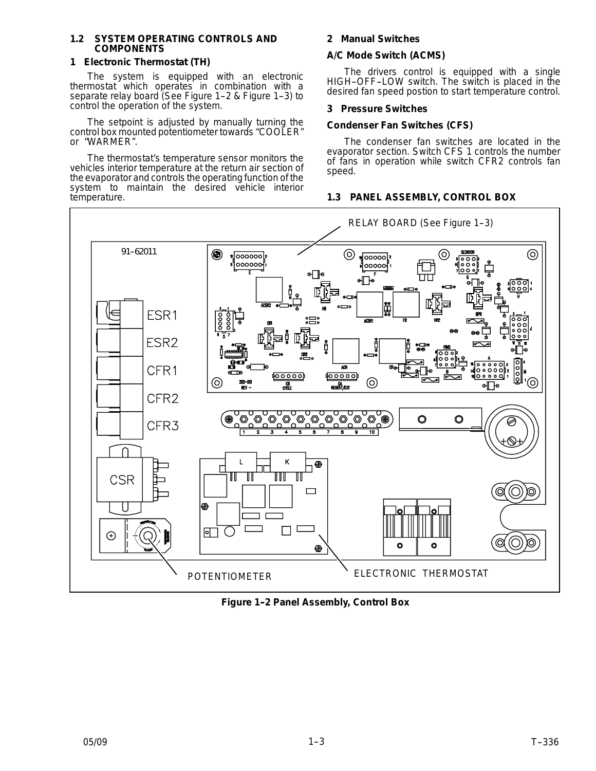## 1.2 SYSTEM OPERATING CONTROLS AND COMPONENTS

### 1 Electronic Thermostat (TH)

The system is equipped with an electronic thermostat which operates in combination with a separate relay board (See Figure 1–2 & Figure 1–3) to control the operation of the system.

The setpoint is adjusted by manually turning the control box mounted potentiometer towards "COOLER" or "WARMER".

The thermostat's temperature sensor monitors the vehicles interior temperature at the return air section of the evaporator and controls the operating function of the system to maintain the desired vehicle interior temperature.

### 2 Manual Switches

**A/C Mode Switch (ACMS)**

The drivers control is equipped with a single HIGH–OFF–LOW switch. The switch is placed in the desired fan speed postion to start temperature control.

### 3 Pressure Switches

**Condenser Fan Switches (CFS)**

The condenser fan switches are located in the evaporator section. Switch CFS 1 controls the number of fans in operation while switch CFR2 controls fan speed.

## 1.3 PANEL ASSEMBLY, CONTROL BOX

**Figure 1–2 Panel Assembly, Control Box**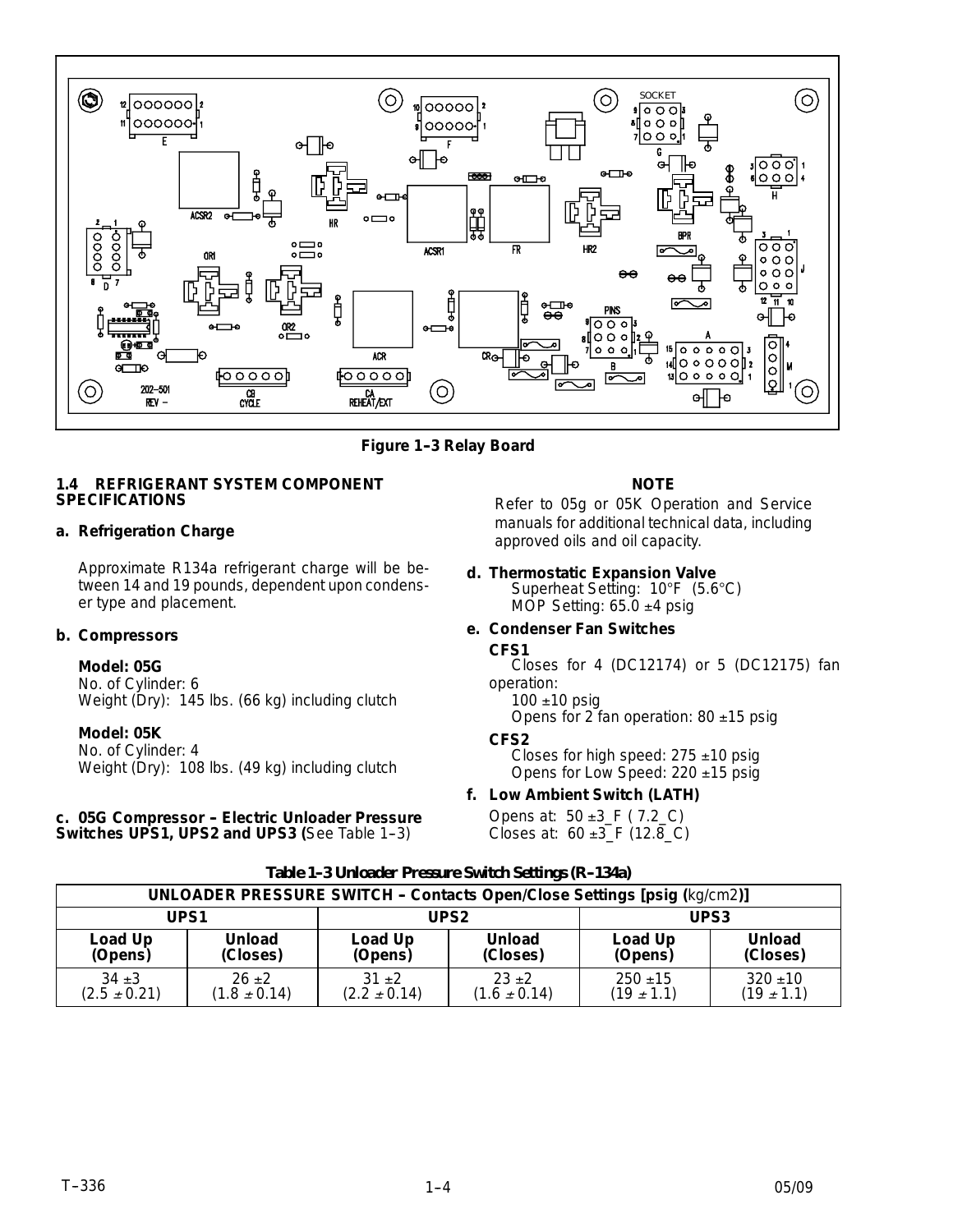Figure 1–3 Relay Board

### 1.4 REFRIGERANT SYSTEM COMPONENT SPECIFICATIONS

**a. Refrigeration Charge**

Approximate R134a refrigerant charge will be between 14 and 19 pounds, dependent upon condenser type and placement.

**b. Compressors**

**Model: 05G**
No. of Cylinder: 6
Weight (Dry): 145 lbs. (66 kg) including clutch

**Model: 05K**
No. of Cylinder: 4
Weight (Dry): 108 lbs. (49 kg) including clutch

**c. 05G Compressor – Electric Unloader Pressure Switches UPS1, UPS2 and UPS3 (**See Table 1–3)

**NOTE**

Refer to 05g or 05K Operation and Service manuals for additional technical data, including approved oils and oil capacity.

**d. Thermostatic Expansion Valve**
Superheat Setting: 10°F (5.6°C)
MOP Setting: 65.0 ±4 psig

**e. Condenser Fan Switches**

**CFS1**
Closes for 4 (DC12174) or 5 (DC12175) fan operation:
100 ±10 psig
Opens for 2 fan operation: 80 ±15 psig

**CFS2**
Closes for high speed: 275 ±10 psig
Opens for Low Speed: 220 ±15 psig

**f. Low Ambient Switch (LATH)**
Opens at: 50 ±3_F ( 7.2_C)
Closes at: 60 ±3_F (12.8_C)

**Table 1–3 Unloader Pressure Switch Settings (R–134a)**

| UNLOADER PRESSURE SWITCH – Contacts Open/Close Settings [psig (kg/cm2)] | | | | | |
|---|---|---|---|---|---|
| **UPS1** | | **UPS2** | | **UPS3** | |
| **Load Up (Opens)** | **Unload (Closes)** | **Load Up (Opens)** | **Unload (Closes)** | **Load Up (Opens)** | **Unload (Closes)** |
| 34 ±3 (2.5 ± 0.21) | 26 ±2 (1.8 ± 0.14) | 31 ±2 (2.2 ± 0.14) | 23 ±2 (1.6 ± 0.14) | 250 ±15 (19 ± 1.1) | 320 ±10 (19 ± 1.1) |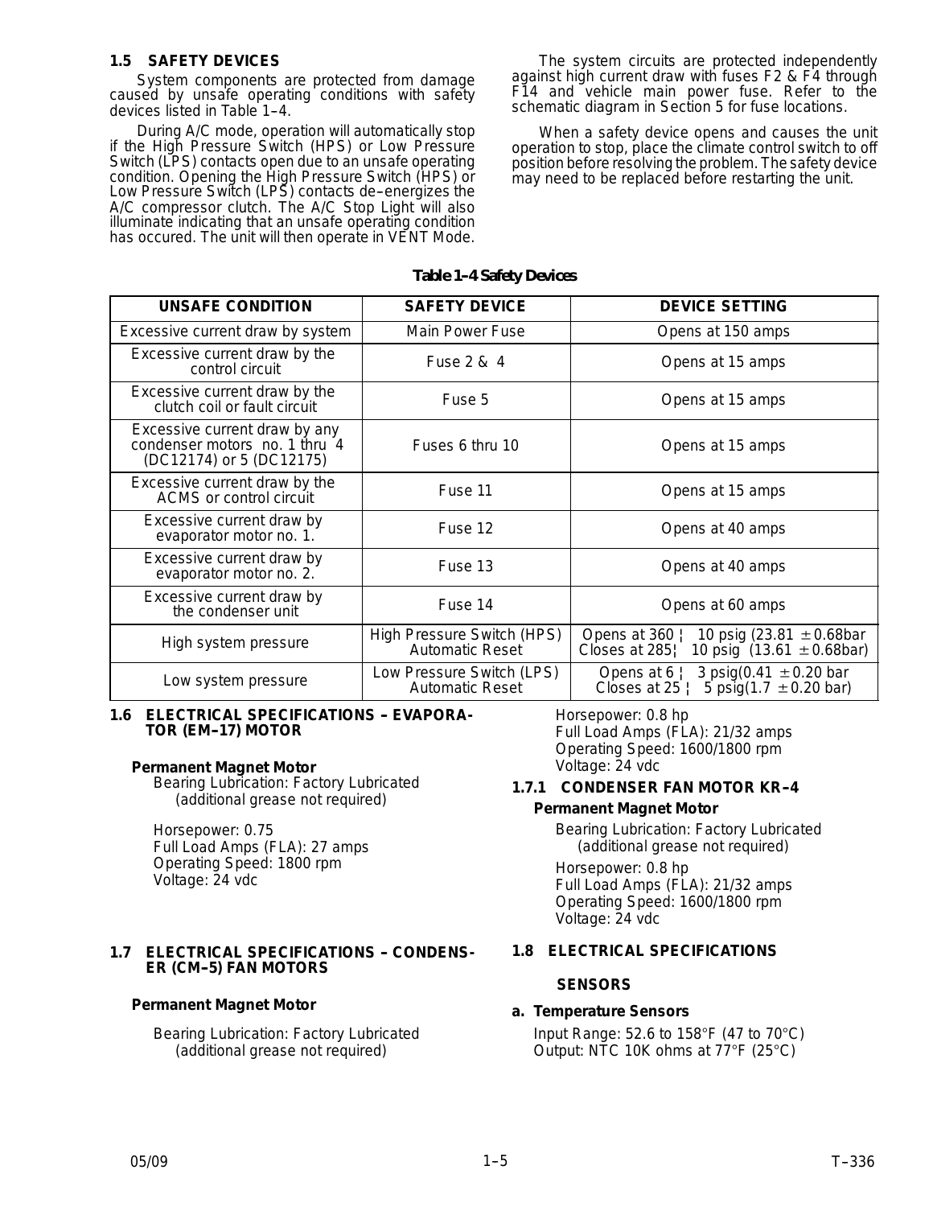## 1.5 SAFETY DEVICES

System components are protected from damage caused by unsafe operating conditions with safety devices listed in Table 1–4.

During A/C mode, operation will automatically stop if the High Pressure Switch (HPS) or Low Pressure Switch (LPS) contacts open due to an unsafe operating condition. Opening the High Pressure Switch (HPS) or Low Pressure Switch (LPS) contacts de–energizes the A/C compressor clutch. The A/C Stop Light will also illuminate indicating that an unsafe operating condition has occured. The unit will then operate in VENT Mode.

The system circuits are protected independently against high current draw with fuses F2 & F4 through F14 and vehicle main power fuse. Refer to the schematic diagram in Section 5 for fuse locations.

When a safety device opens and causes the unit operation to stop, place the climate control switch to off position before resolving the problem. The safety device may need to be replaced before restarting the unit.

**Table 1–4 Safety Devices**

| UNSAFE CONDITION | SAFETY DEVICE | DEVICE SETTING |
|---|---|---|
| Excessive current draw by system | Main Power Fuse | Opens at 150 amps |
| Excessive current draw by the control circuit | Fuse 2 & 4 | Opens at 15 amps |
| Excessive current draw by the clutch coil or fault circuit | Fuse 5 | Opens at 15 amps |
| Excessive current draw by any condenser motors no. 1 thru 4 (DC12174) or 5 (DC12175) | Fuses 6 thru 10 | Opens at 15 amps |
| Excessive current draw by the ACMS or control circuit | Fuse 11 | Opens at 15 amps |
| Excessive current draw by evaporator motor no. 1. | Fuse 12 | Opens at 40 amps |
| Excessive current draw by evaporator motor no. 2. | Fuse 13 | Opens at 40 amps |
| Excessive current draw by the condenser unit | Fuse 14 | Opens at 60 amps |
| High system pressure | High Pressure Switch (HPS) Automatic Reset | Opens at 360 ¦ 10 psig (23.81 ± 0.68bar<br>Closes at 285¦ 10 psig (13.61 ± 0.68bar) |
| Low system pressure | Low Pressure Switch (LPS) Automatic Reset | Opens at 6 ¦ 3 psig(0.41 ± 0.20 bar<br>Closes at 25 ¦ 5 psig(1.7 ± 0.20 bar) |

## 1.6 ELECTRICAL SPECIFICATIONS – EVAPORATOR (EM–17) MOTOR

**Permanent Magnet Motor**

Bearing Lubrication: Factory Lubricated (additional grease not required)

Horsepower: 0.75
Full Load Amps (FLA): 27 amps
Operating Speed: 1800 rpm
Voltage: 24 vdc

## 1.7 ELECTRICAL SPECIFICATIONS – CONDENSER (CM–5) FAN MOTORS

**Permanent Magnet Motor**

Bearing Lubrication: Factory Lubricated (additional grease not required)

Horsepower: 0.8 hp
Full Load Amps (FLA): 21/32 amps
Operating Speed: 1600/1800 rpm
Voltage: 24 vdc

### 1.7.1 CONDENSER FAN MOTOR KR–4

**Permanent Magnet Motor**

Bearing Lubrication: Factory Lubricated (additional grease not required)

Horsepower: 0.8 hp
Full Load Amps (FLA): 21/32 amps
Operating Speed: 1600/1800 rpm
Voltage: 24 vdc

## 1.8 ELECTRICAL SPECIFICATIONS

**SENSORS**

**a. Temperature Sensors**

Input Range: 52.6 to 158°F (47 to 70°C)
Output: NTC 10K ohms at 77°F (25°C)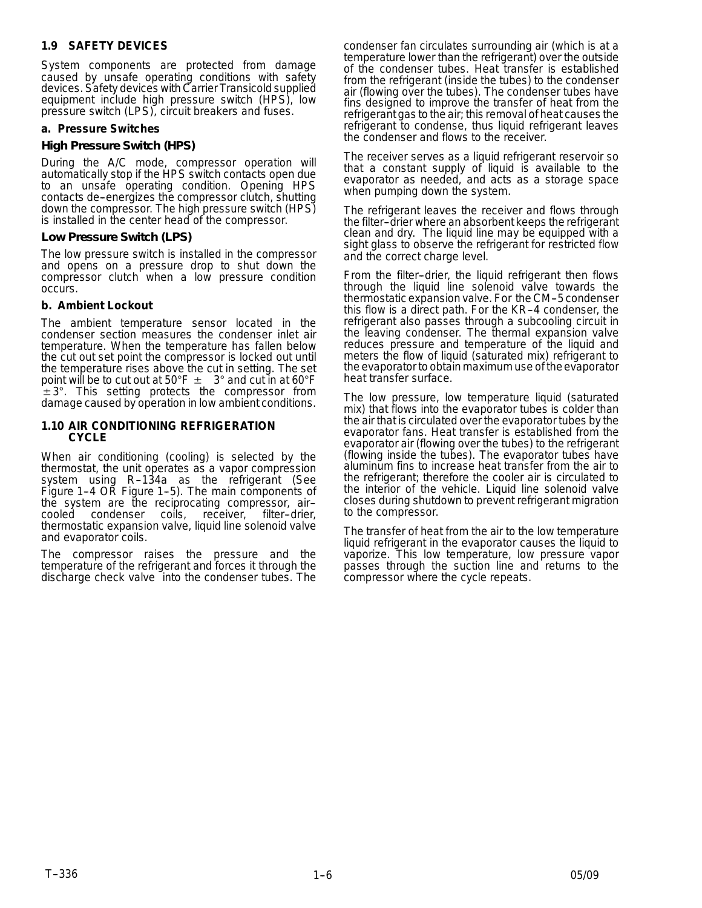## 1.9 SAFETY DEVICES

System components are protected from damage caused by unsafe operating conditions with safety devices. Safety devices with Carrier Transicold supplied equipment include high pressure switch (HPS), low pressure switch (LPS), circuit breakers and fuses.

### a. Pressure Switches

#### High Pressure Switch (HPS)

During the A/C mode, compressor operation will automatically stop if the HPS switch contacts open due to an unsafe operating condition. Opening HPS contacts de–energizes the compressor clutch, shutting down the compressor. The high pressure switch (HPS) is installed in the center head of the compressor.

#### Low Pressure Switch (LPS)

The low pressure switch is installed in the compressor and opens on a pressure drop to shut down the compressor clutch when a low pressure condition occurs.

### b. Ambient Lockout

The ambient temperature sensor located in the condenser section measures the condenser inlet air temperature. When the temperature has fallen below the cut out set point the compressor is locked out until the temperature rises above the cut in setting. The set point will be to cut out at 50°F ± 3° and cut in at 60°F ± 3°. This setting protects the compressor from damage caused by operation in low ambient conditions.

## 1.10 AIR CONDITIONING REFRIGERATION CYCLE

When air conditioning (cooling) is selected by the thermostat, the unit operates as a vapor compression system using R–134a as the refrigerant (See Figure 1–4 OR Figure 1–5). The main components of the system are the reciprocating compressor, air–cooled condenser coils, receiver, filter–drier, thermostatic expansion valve, liquid line solenoid valve and evaporator coils.

The compressor raises the pressure and the temperature of the refrigerant and forces it through the discharge check valve into the condenser tubes. The condenser fan circulates surrounding air (which is at a temperature lower than the refrigerant) over the outside of the condenser tubes. Heat transfer is established from the refrigerant (inside the tubes) to the condenser air (flowing over the tubes). The condenser tubes have fins designed to improve the transfer of heat from the refrigerant gas to the air; this removal of heat causes the refrigerant to condense, thus liquid refrigerant leaves the condenser and flows to the receiver.

The receiver serves as a liquid refrigerant reservoir so that a constant supply of liquid is available to the evaporator as needed, and acts as a storage space when pumping down the system.

The refrigerant leaves the receiver and flows through the filter–drier where an absorbent keeps the refrigerant clean and dry. The liquid line may be equipped with a sight glass to observe the refrigerant for restricted flow and the correct charge level.

From the filter–drier, the liquid refrigerant then flows through the liquid line solenoid valve towards the thermostatic expansion valve. For the CM–5 condenser this flow is a direct path. For the KR–4 condenser, the refrigerant also passes through a subcooling circuit in the leaving condenser. The thermal expansion valve reduces pressure and temperature of the liquid and meters the flow of liquid (saturated mix) refrigerant to the evaporator to obtain maximum use of the evaporator heat transfer surface.

The low pressure, low temperature liquid (saturated mix) that flows into the evaporator tubes is colder than the air that is circulated over the evaporator tubes by the evaporator fans. Heat transfer is established from the evaporator air (flowing over the tubes) to the refrigerant (flowing inside the tubes). The evaporator tubes have aluminum fins to increase heat transfer from the air to the refrigerant; therefore the cooler air is circulated to the interior of the vehicle. Liquid line solenoid valve closes during shutdown to prevent refrigerant migration to the compressor.

The transfer of heat from the air to the low temperature liquid refrigerant in the evaporator causes the liquid to vaporize. This low temperature, low pressure vapor passes through the suction line and returns to the compressor where the cycle repeats.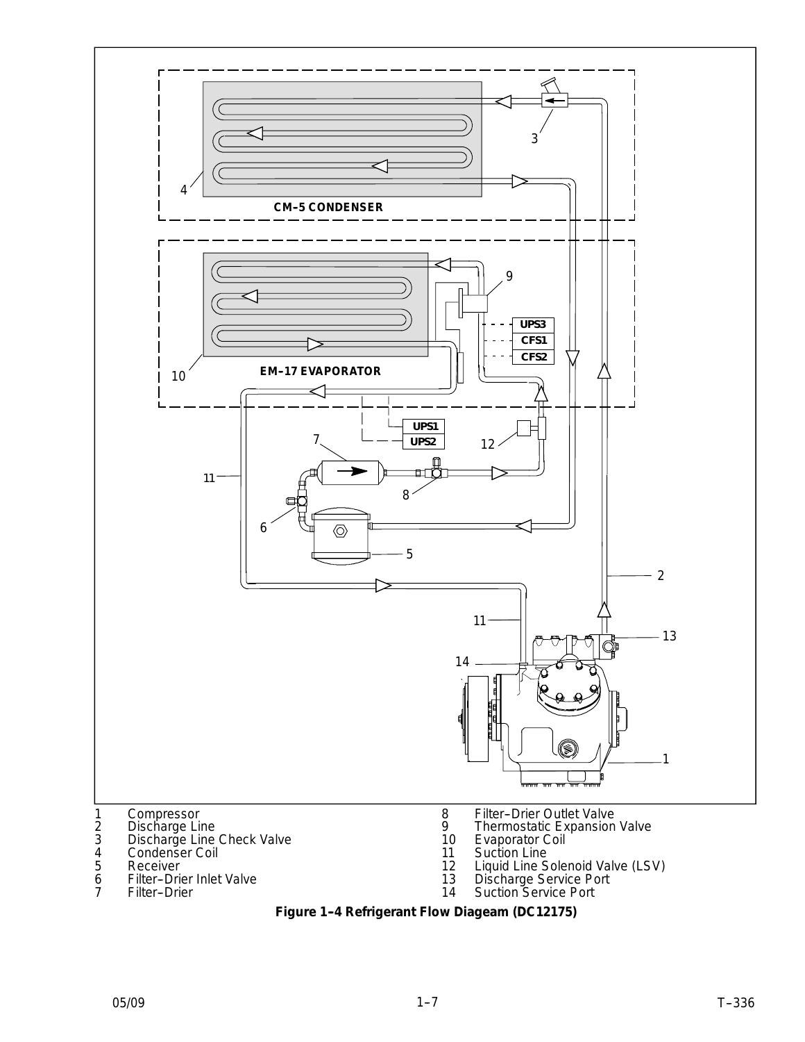1 Compressor
2 Discharge Line
3 Discharge Line Check Valve
4 Condenser Coil
5 Receiver
6 Filter–Drier Inlet Valve
7 Filter–Drier
8 Filter–Drier Outlet Valve
9 Thermostatic Expansion Valve
10 Evaporator Coil
11 Suction Line
12 Liquid Line Solenoid Valve (LSV)
13 Discharge Service Port
14 Suction Service Port

**Figure 1–4 Refrigerant Flow Diageam (DC12175)**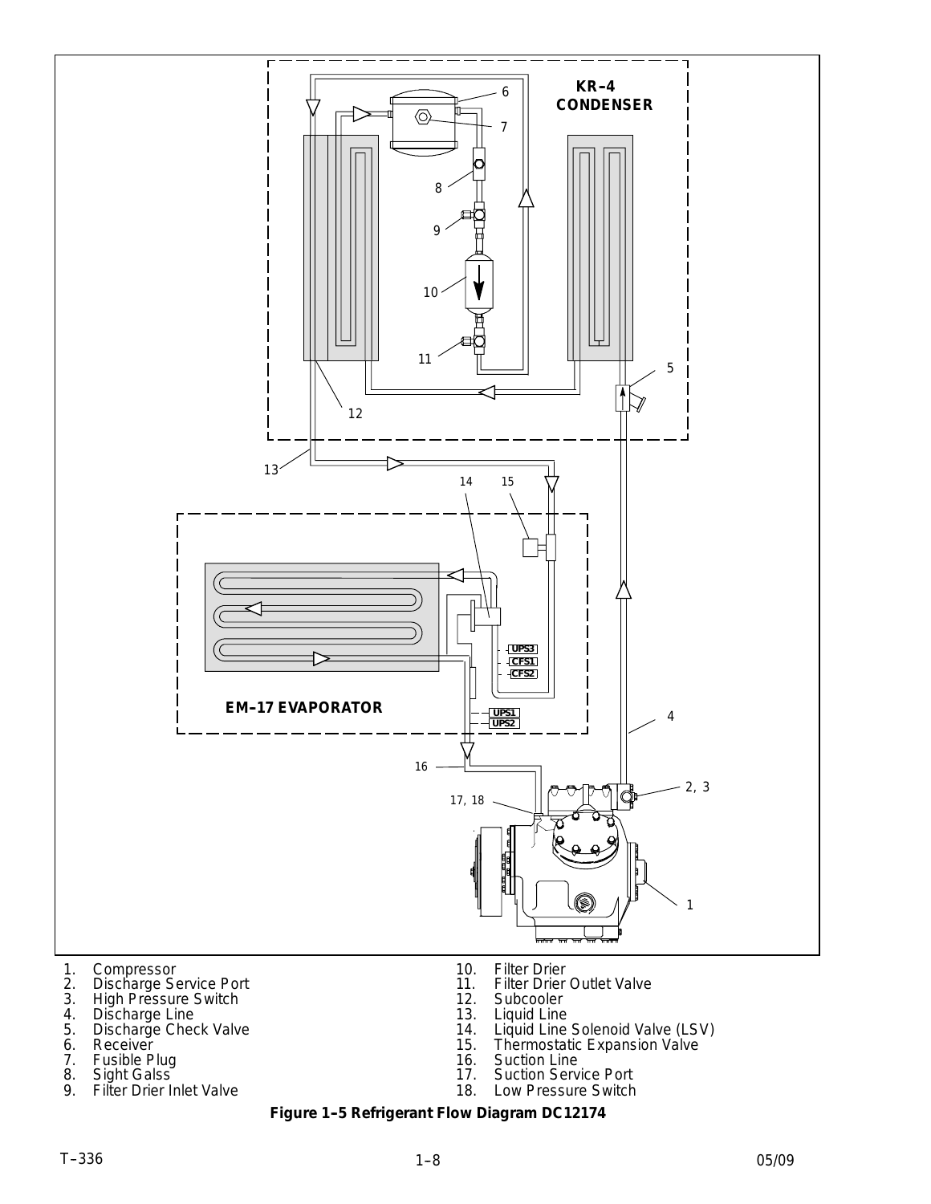KR–4
CONDENSER

EM–17 EVAPORATOR

UPS3
CFS1
CFS2
UPS1
UPS2

1. Compressor
2. Discharge Service Port
3. High Pressure Switch
4. Discharge Line
5. Discharge Check Valve
6. Receiver
7. Fusible Plug
8. Sight Galss
9. Filter Drier Inlet Valve
10. Filter Drier
11. Filter Drier Outlet Valve
12. Subcooler
13. Liquid Line
14. Liquid Line Solenoid Valve (LSV)
15. Thermostatic Expansion Valve
16. Suction Line
17. Suction Service Port
18. Low Pressure Switch

**Figure 1–5 Refrigerant Flow Diagram DC12174**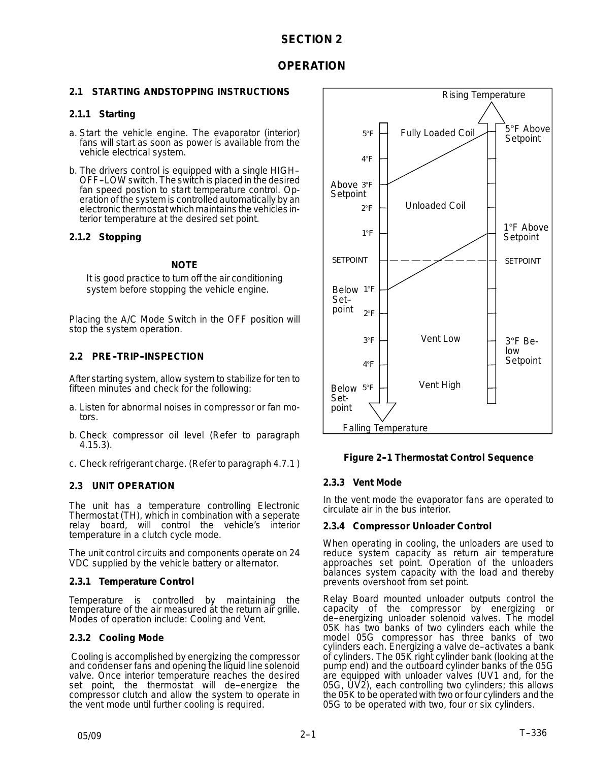# SECTION 2

# OPERATION

## 2.1 STARTING ANDSTOPPING INSTRUCTIONS

### 2.1.1 Starting

a. Start the vehicle engine. The evaporator (interior) fans will start as soon as power is available from the vehicle electrical system.

b. The drivers control is equipped with a single HIGH–OFF–LOW switch. The switch is placed in the desired fan speed postion to start temperature control. Operation of the system is controlled automatically by an electronic thermostat which maintains the vehicles interior temperature at the desired set point.

### 2.1.2 Stopping

**NOTE**

It is good practice to turn off the air conditioning system before stopping the vehicle engine.

Placing the A/C Mode Switch in the OFF position will stop the system operation.

## 2.2 PRE–TRIP–INSPECTION

After starting system, allow system to stabilize for ten to fifteen minutes and check for the following:

a. Listen for abnormal noises in compressor or fan motors.

b. Check compressor oil level (Refer to paragraph 4.15.3).

c. Check refrigerant charge. (Refer to paragraph 4.7.1 )

## 2.3 UNIT OPERATION

The unit has a temperature controlling Electronic Thermostat (TH), which in combination with a seperate relay board, will control the vehicle's interior temperature in a clutch cycle mode.

The unit control circuits and components operate on 24 VDC supplied by the vehicle battery or alternator.

### 2.3.1 Temperature Control

Temperature is controlled by maintaining the temperature of the air measured at the return air grille. Modes of operation include: Cooling and Vent.

### 2.3.2 Cooling Mode

Cooling is accomplished by energizing the compressor and condenser fans and opening the liquid line solenoid valve. Once interior temperature reaches the desired set point, the thermostat will de–energize the compressor clutch and allow the system to operate in the vent mode until further cooling is required.

Rising Temperature

5°F — Fully Loaded Coil — 5°F Above Setpoint

4°F

Above Setpoint 3°F

2°F — Unloaded Coil

1°F — 1°F Above Setpoint

SETPOINT — SETPOINT

Below Set–point 1°F

2°F

3°F — Vent Low — 3°F Below Setpoint

4°F

Below Set-point 5°F — Vent High

Falling Temperature

**Figure 2–1 Thermostat Control Sequence**

### 2.3.3 Vent Mode

In the vent mode the evaporator fans are operated to circulate air in the bus interior.

### 2.3.4 Compressor Unloader Control

When operating in cooling, the unloaders are used to reduce system capacity as return air temperature approaches set point. Operation of the unloaders balances system capacity with the load and thereby prevents overshoot from set point.

Relay Board mounted unloader outputs control the capacity of the compressor by energizing or de–energizing unloader solenoid valves. The model 05K has two banks of two cylinders each while the model 05G compressor has three banks of two cylinders each. Energizing a valve de–activates a bank of cylinders. The 05K right cylinder bank (looking at the pump end) and the outboard cylinder banks of the 05G are equipped with unloader valves (UV1 and, for the 05G, UV2), each controlling two cylinders; this allows the 05K to be operated with two or four cylinders and the 05G to be operated with two, four or six cylinders.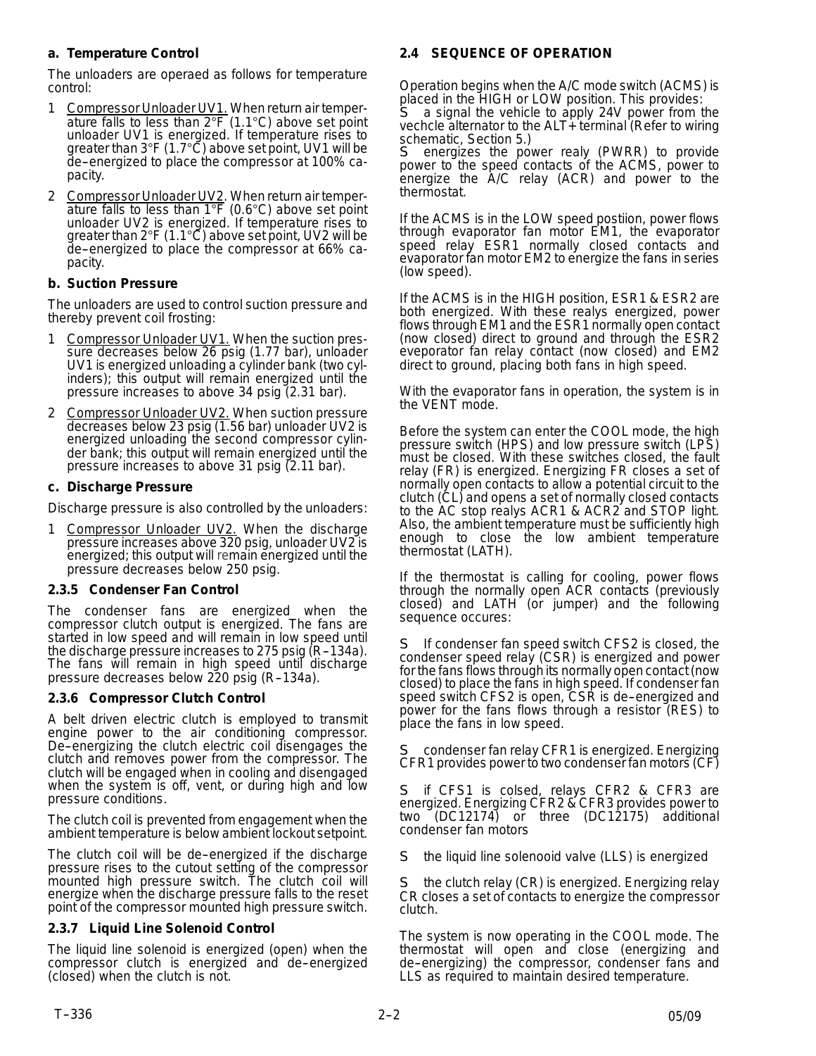**a. Temperature Control**

The unloaders are operaed as follows for temperature control:

1 Compressor Unloader UV1. When return air temperature falls to less than 2°F (1.1°C) above set point unloader UV1 is energized. If temperature rises to greater than 3°F (1.7°C) above set point, UV1 will be de–energized to place the compressor at 100% capacity.

2 Compressor Unloader UV2. When return air temperature falls to less than 1°F (0.6°C) above set point unloader UV2 is energized. If temperature rises to greater than 2°F (1.1°C) above set point, UV2 will be de–energized to place the compressor at 66% capacity.

**b. Suction Pressure**

The unloaders are used to control suction pressure and thereby prevent coil frosting:

1 Compressor Unloader UV1. When the suction pressure decreases below 26 psig (1.77 bar), unloader UV1 is energized unloading a cylinder bank (two cylinders); this output will remain energized until the pressure increases to above 34 psig (2.31 bar).

2 Compressor Unloader UV2. When suction pressure decreases below 23 psig (1.56 bar) unloader UV2 is energized unloading the second compressor cylinder bank; this output will remain energized until the pressure increases to above 31 psig (2.11 bar).

**c. Discharge Pressure**

Discharge pressure is also controlled by the unloaders:

1 Compressor Unloader UV2. When the discharge pressure increases above 320 psig, unloader UV2 is energized; this output will remain energized until the pressure decreases below 250 psig.

### 2.3.5 Condenser Fan Control

The condenser fans are energized when the compressor clutch output is energized. The fans are started in low speed and will remain in low speed until the discharge pressure increases to 275 psig (R–134a). The fans will remain in high speed until discharge pressure decreases below 220 psig (R–134a).

### 2.3.6 Compressor Clutch Control

A belt driven electric clutch is employed to transmit engine power to the air conditioning compressor. De–energizing the clutch electric coil disengages the clutch and removes power from the compressor. The clutch will be engaged when in cooling and disengaged when the system is off, vent, or during high and low pressure conditions.

The clutch coil is prevented from engagement when the ambient temperature is below ambient lockout setpoint.

The clutch coil will be de–energized if the discharge pressure rises to the cutout setting of the compressor mounted high pressure switch. The clutch coil will energize when the discharge pressure falls to the reset point of the compressor mounted high pressure switch.

### 2.3.7 Liquid Line Solenoid Control

The liquid line solenoid is energized (open) when the compressor clutch is energized and de–energized (closed) when the clutch is not.

## 2.4 SEQUENCE OF OPERATION

Operation begins when the A/C mode switch (ACMS) is placed in the HIGH or LOW position. This provides:

- a signal the vehicle to apply 24V power from the vechcle alternator to the ALT+ terminal (Refer to wiring schematic, Section 5.)
- energizes the power realy (PWRR) to provide power to the speed contacts of the ACMS, power to energize the A/C relay (ACR) and power to the thermostat.

If the ACMS is in the LOW speed postiion, power flows through evaporator fan motor EM1, the evaporator speed relay ESR1 normally closed contacts and evaporator fan motor EM2 to energize the fans in series (low speed).

If the ACMS is in the HIGH position, ESR1 & ESR2 are both energized. With these realys energized, power flows through EM1 and the ESR1 normally open contact (now closed) direct to ground and through the ESR2 eveporator fan relay contact (now closed) and EM2 direct to ground, placing both fans in high speed.

With the evaporator fans in operation, the system is in the VENT mode.

Before the system can enter the COOL mode, the high pressure switch (HPS) and low pressure switch (LPS) must be closed. With these switches closed, the fault relay (FR) is energized. Energizing FR closes a set of normally open contacts to allow a potential circuit to the clutch (CL) and opens a set of normally closed contacts to the AC stop realys ACR1 & ACR2 and STOP light. Also, the ambient temperature must be sufficiently high enough to close the low ambient temperature thermostat (LATH).

If the thermostat is calling for cooling, power flows through the normally open ACR contacts (previously closed) and LATH (or jumper) and the following sequence occures:

- If condenser fan speed switch CFS2 is closed, the condenser speed relay (CSR) is energized and power for the fans flows through its normally open contact (now closed) to place the fans in high speed. If condenser fan speed switch CFS2 is open, CSR is de–energized and power for the fans flows through a resistor (RES) to place the fans in low speed.
- condenser fan relay CFR1 is energized. Energizing CFR1 provides power to two condenser fan motors (CF)
- if CFS1 is colsed, relays CFR2 & CFR3 are energized. Energizing CFR2 & CFR3 provides power to two (DC12174) or three (DC12175) additional condenser fan motors
- the liquid line solenooid valve (LLS) is energized
- the clutch relay (CR) is energized. Energizing relay CR closes a set of contacts to energize the compressor clutch.

The system is now operating in the COOL mode. The thermostat will open and close (energizing and de–energizing) the compressor, condenser fans and LLS as required to maintain desired temperature.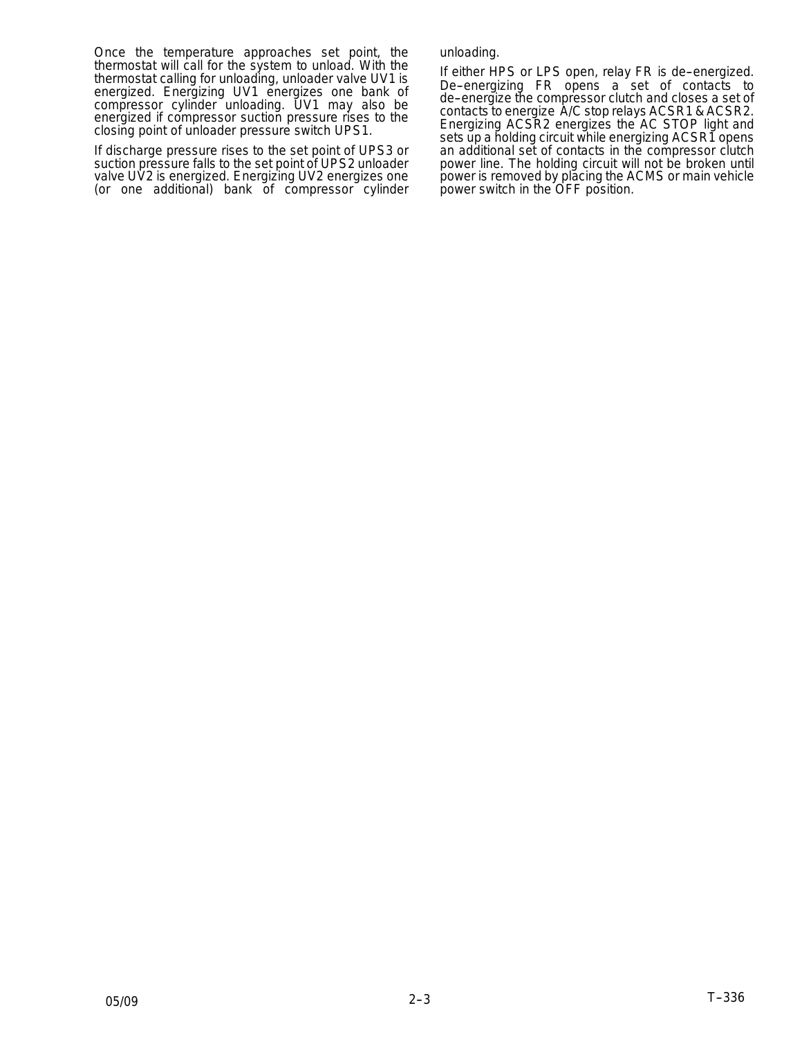Once the temperature approaches set point, the thermostat will call for the system to unload. With the thermostat calling for unloading, unloader valve UV1 is energized. Energizing UV1 energizes one bank of compressor cylinder unloading. UV1 may also be energized if compressor suction pressure rises to the closing point of unloader pressure switch UPS1.

If discharge pressure rises to the set point of UPS3 or suction pressure falls to the set point of UPS2 unloader valve UV2 is energized. Energizing UV2 energizes one (or one additional) bank of compressor cylinder unloading.

If either HPS or LPS open, relay FR is de–energized. De–energizing FR opens a set of contacts to de–energize the compressor clutch and closes a set of contacts to energize A/C stop relays ACSR1 & ACSR2. Energizing ACSR2 energizes the AC STOP light and sets up a holding circuit while energizing ACSR1 opens an additional set of contacts in the compressor clutch power line. The holding circuit will not be broken until power is removed by placing the ACMS or main vehicle power switch in the OFF position.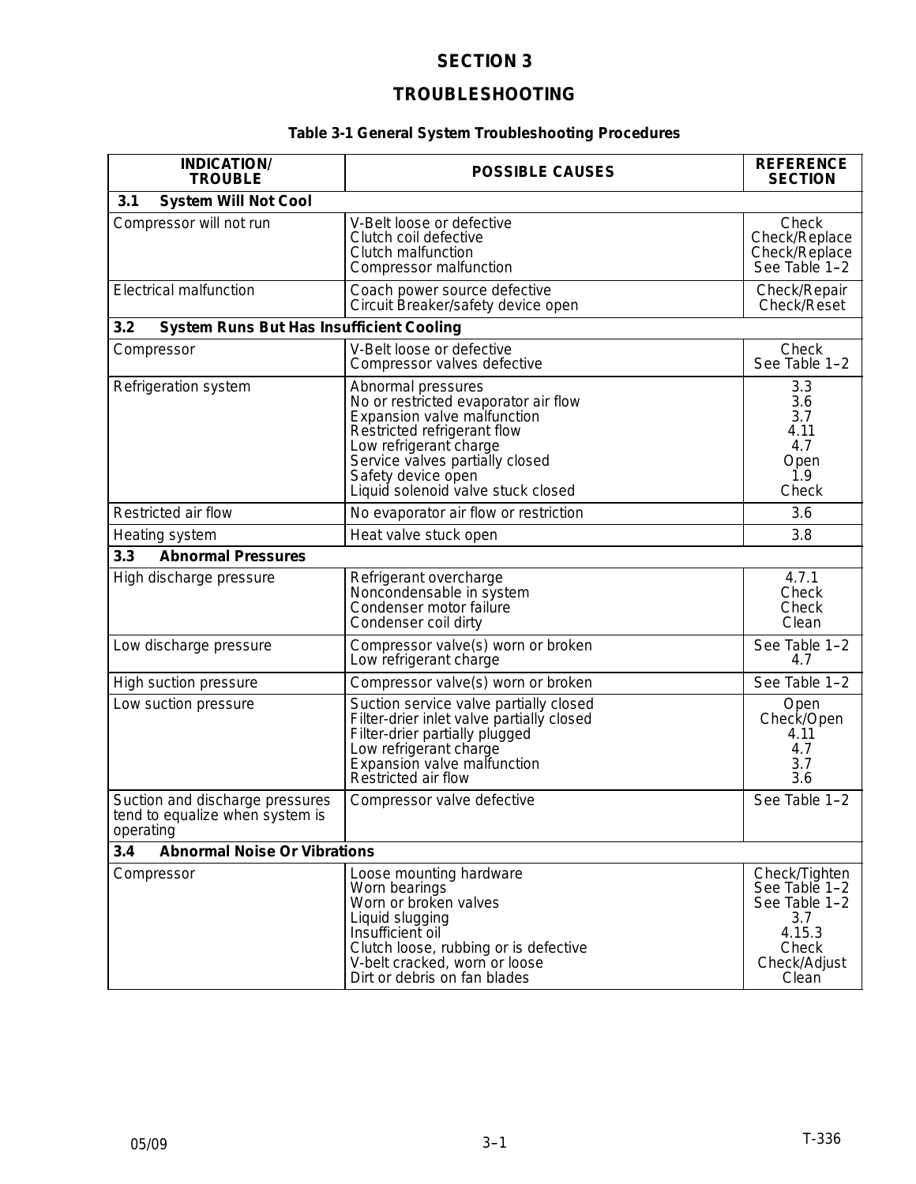# SECTION 3

# TROUBLESHOOTING

**Table 3-1 General System Troubleshooting Procedures**

| INDICATION/ TROUBLE | POSSIBLE CAUSES | REFERENCE SECTION |
|---|---|---|
| **3.1 System Will Not Cool** | | |
| Compressor will not run | V-Belt loose or defective<br>Clutch coil defective<br>Clutch malfunction<br>Compressor malfunction | Check<br>Check/Replace<br>Check/Replace<br>See Table 1–2 |
| Electrical malfunction | Coach power source defective<br>Circuit Breaker/safety device open | Check/Repair<br>Check/Reset |
| **3.2 System Runs But Has Insufficient Cooling** | | |
| Compressor | V-Belt loose or defective<br>Compressor valves defective | Check<br>See Table 1–2 |
| Refrigeration system | Abnormal pressures<br>No or restricted evaporator air flow<br>Expansion valve malfunction<br>Restricted refrigerant flow<br>Low refrigerant charge<br>Service valves partially closed<br>Safety device open<br>Liquid solenoid valve stuck closed | 3.3<br>3.6<br>3.7<br>4.11<br>4.7<br>Open<br>1.9<br>Check |
| Restricted air flow | No evaporator air flow or restriction | 3.6 |
| Heating system | Heat valve stuck open | 3.8 |
| **3.3 Abnormal Pressures** | | |
| High discharge pressure | Refrigerant overcharge<br>Noncondensable in system<br>Condenser motor failure<br>Condenser coil dirty | 4.7.1<br>Check<br>Check<br>Clean |
| Low discharge pressure | Compressor valve(s) worn or broken<br>Low refrigerant charge | See Table 1–2<br>4.7 |
| High suction pressure | Compressor valve(s) worn or broken | See Table 1–2 |
| Low suction pressure | Suction service valve partially closed<br>Filter-drier inlet valve partially closed<br>Filter-drier partially plugged<br>Low refrigerant charge<br>Expansion valve malfunction<br>Restricted air flow | Open<br>Check/Open<br>4.11<br>4.7<br>3.7<br>3.6 |
| Suction and discharge pressures tend to equalize when system is operating | Compressor valve defective | See Table 1–2 |
| **3.4 Abnormal Noise Or Vibrations** | | |
| Compressor | Loose mounting hardware<br>Worn bearings<br>Worn or broken valves<br>Liquid slugging<br>Insufficient oil<br>Clutch loose, rubbing or is defective<br>V-belt cracked, worn or loose<br>Dirt or debris on fan blades | Check/Tighten<br>See Table 1–2<br>See Table 1–2<br>3.7<br>4.15.3<br>Check<br>Check/Adjust<br>Clean |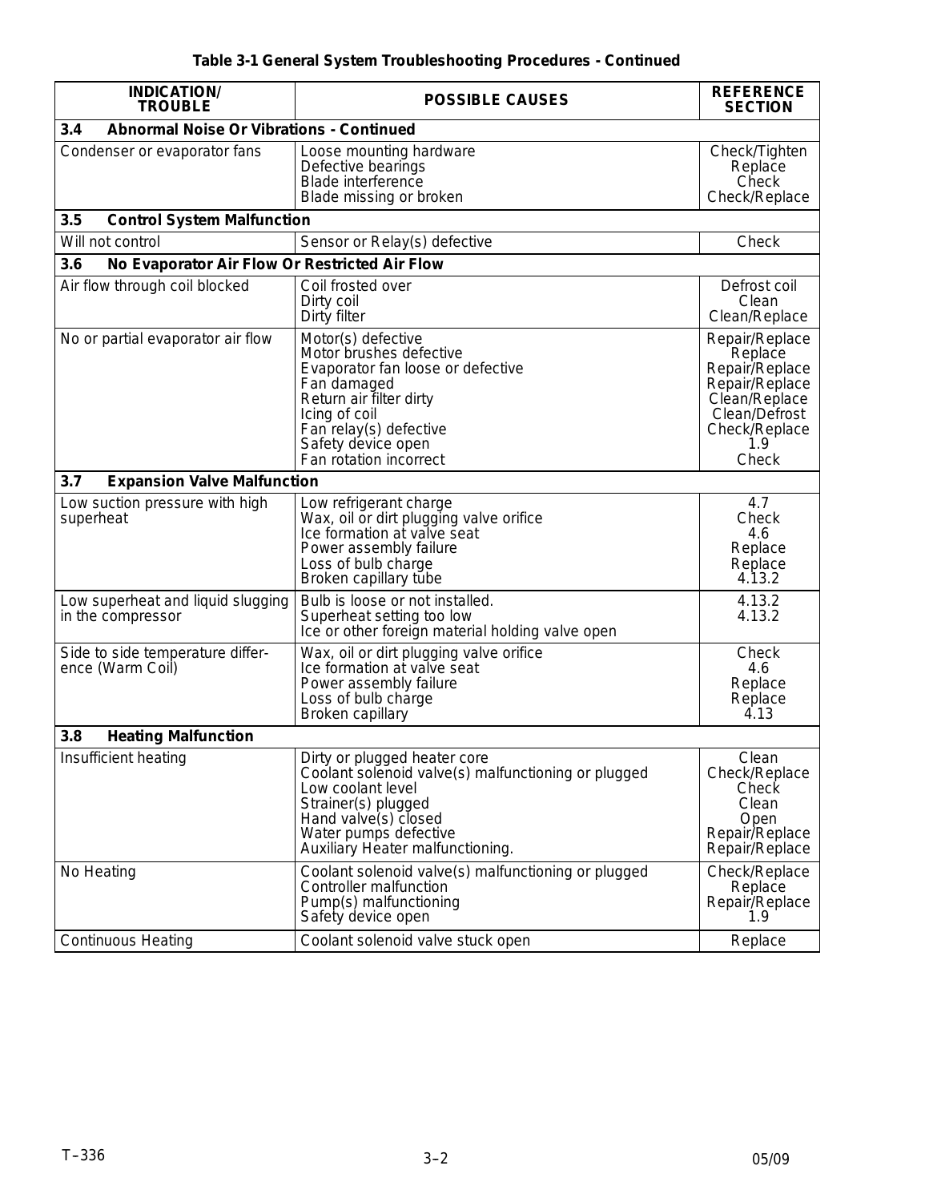**Table 3-1 General System Troubleshooting Procedures - Continued**

| INDICATION/ TROUBLE | POSSIBLE CAUSES | REFERENCE SECTION |
|---|---|---|
| **3.4 Abnormal Noise Or Vibrations - Continued** | | |
| Condenser or evaporator fans | Loose mounting hardware<br>Defective bearings<br>Blade interference<br>Blade missing or broken | Check/Tighten<br>Replace<br>Check<br>Check/Replace |
| **3.5 Control System Malfunction** | | |
| Will not control | Sensor or Relay(s) defective | Check |
| **3.6 No Evaporator Air Flow Or Restricted Air Flow** | | |
| Air flow through coil blocked | Coil frosted over<br>Dirty coil<br>Dirty filter | Defrost coil<br>Clean<br>Clean/Replace |
| No or partial evaporator air flow | Motor(s) defective<br>Motor brushes defective<br>Evaporator fan loose or defective<br>Fan damaged<br>Return air filter dirty<br>Icing of coil<br>Fan relay(s) defective<br>Safety device open<br>Fan rotation incorrect | Repair/Replace<br>Replace<br>Repair/Replace<br>Repair/Replace<br>Clean/Replace<br>Clean/Defrost<br>Check/Replace<br>1.9<br>Check |
| **3.7 Expansion Valve Malfunction** | | |
| Low suction pressure with high superheat | Low refrigerant charge<br>Wax, oil or dirt plugging valve orifice<br>Ice formation at valve seat<br>Power assembly failure<br>Loss of bulb charge<br>Broken capillary tube | 4.7<br>Check<br>4.6<br>Replace<br>Replace<br>4.13.2 |
| Low superheat and liquid slugging in the compressor | Bulb is loose or not installed.<br>Superheat setting too low<br>Ice or other foreign material holding valve open | 4.13.2<br>4.13.2 |
| Side to side temperature difference (Warm Coil) | Wax, oil or dirt plugging valve orifice<br>Ice formation at valve seat<br>Power assembly failure<br>Loss of bulb charge<br>Broken capillary | Check<br>4.6<br>Replace<br>Replace<br>4.13 |
| **3.8 Heating Malfunction** | | |
| Insufficient heating | Dirty or plugged heater core<br>Coolant solenoid valve(s) malfunctioning or plugged<br>Low coolant level<br>Strainer(s) plugged<br>Hand valve(s) closed<br>Water pumps defective<br>Auxiliary Heater malfunctioning. | Clean<br>Check/Replace<br>Check<br>Clean<br>Open<br>Repair/Replace<br>Repair/Replace |
| No Heating | Coolant solenoid valve(s) malfunctioning or plugged<br>Controller malfunction<br>Pump(s) malfunctioning<br>Safety device open | Check/Replace<br>Replace<br>Repair/Replace<br>1.9 |
| Continuous Heating | Coolant solenoid valve stuck open | Replace |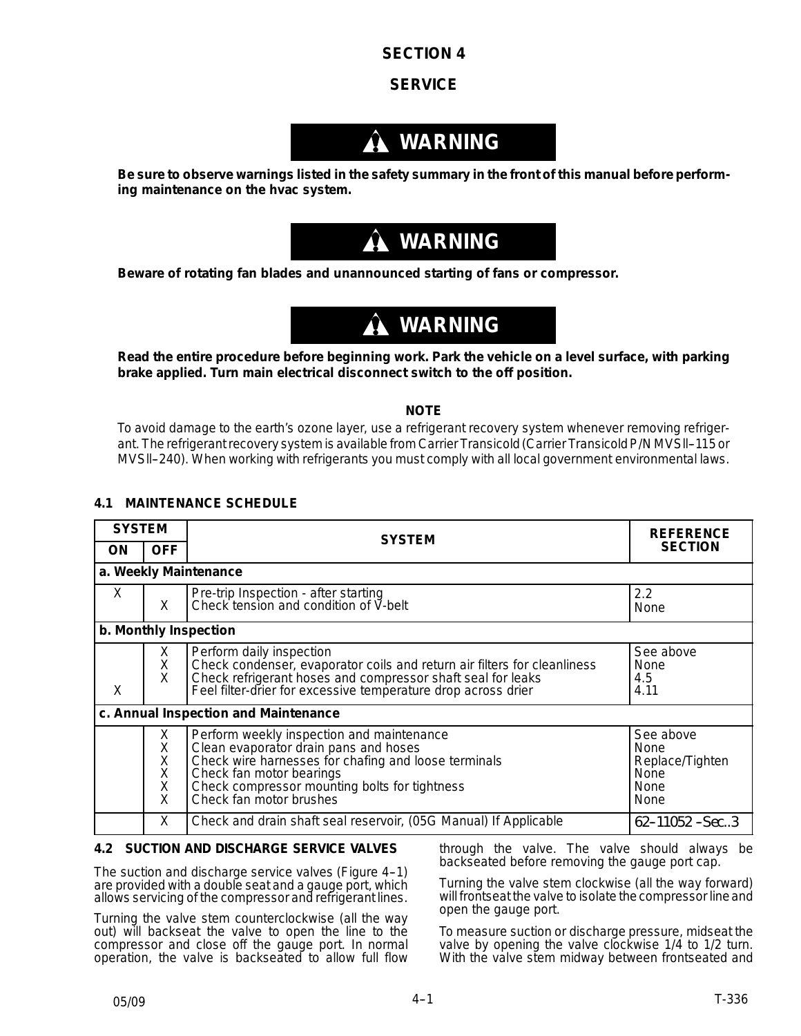# SECTION 4

# SERVICE

**⚠ WARNING**

**Be sure to observe warnings listed in the safety summary in the front of this manual before performing maintenance on the hvac system.**

**⚠ WARNING**

**Beware of rotating fan blades and unannounced starting of fans or compressor.**

**⚠ WARNING**

**Read the entire procedure before beginning work. Park the vehicle on a level surface, with parking brake applied. Turn main electrical disconnect switch to the off position.**

**NOTE**

To avoid damage to the earth's ozone layer, use a refrigerant recovery system whenever removing refrigerant. The refrigerant recovery system is available from Carrier Transicold (Carrier Transicold P/N MVSII–115 or MVSII–240). When working with refrigerants you must comply with all local government environmental laws.

## 4.1 MAINTENANCE SCHEDULE

| SYSTEM | | SYSTEM | REFERENCE SECTION |
|---|---|---|---|
| ON | OFF | | |
| **a. Weekly Maintenance** | | | |
| X | | Pre-trip Inspection - after starting | 2.2 |
| | X | Check tension and condition of V-belt | None |
| **b. Monthly Inspection** | | | |
| | X | Perform daily inspection | See above |
| | X | Check condenser, evaporator coils and return air filters for cleanliness | None |
| | X | Check refrigerant hoses and compressor shaft seal for leaks | 4.5 |
| X | | Feel filter-drier for excessive temperature drop across drier | 4.11 |
| **c. Annual Inspection and Maintenance** | | | |
| | X | Perform weekly inspection and maintenance | See above |
| | X | Clean evaporator drain pans and hoses | None |
| | X | Check wire harnesses for chafing and loose terminals | Replace/Tighten |
| | X | Check fan motor bearings | None |
| | X | Check compressor mounting bolts for tightness | None |
| | X | Check fan motor brushes | None |
| | X | Check and drain shaft seal reservoir, (05G Manual) If Applicable | 62–11052 –Sec..3 |

## 4.2 SUCTION AND DISCHARGE SERVICE VALVES

The suction and discharge service valves (Figure 4–1) are provided with a double seat and a gauge port, which allows servicing of the compressor and refrigerant lines.

Turning the valve stem counterclockwise (all the way out) will backseat the valve to open the line to the compressor and close off the gauge port. In normal operation, the valve is backseated to allow full flow through the valve. The valve should always be backseated before removing the gauge port cap.

Turning the valve stem clockwise (all the way forward) will frontseat the valve to isolate the compressor line and open the gauge port.

To measure suction or discharge pressure, midseat the valve by opening the valve clockwise 1/4 to 1/2 turn. With the valve stem midway between frontseated and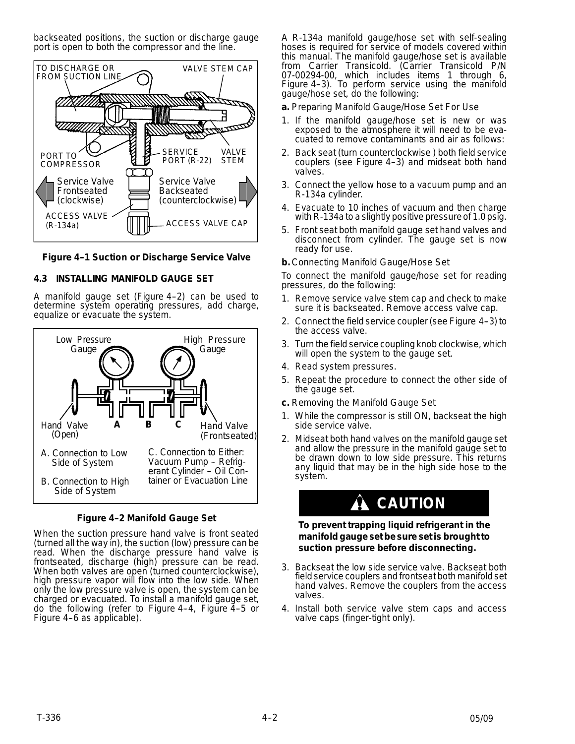backseated positions, the suction or discharge gauge port is open to both the compressor and the line.

TO DISCHARGE OR FROM SUCTION LINE

VALVE STEM CAP

PORT TO COMPRESSOR

SERVICE PORT (R-22)

VALVE STEM

Service Valve Frontseated (clockwise)

Service Valve Backseated (counterclockwise)

ACCESS VALVE (R-134a)

ACCESS VALVE CAP

**Figure 4–1 Suction or Discharge Service Valve**

### 4.3 INSTALLING MANIFOLD GAUGE SET

A manifold gauge set (Figure 4–2) can be used to determine system operating pressures, add charge, equalize or evacuate the system.

Low Pressure Gauge

High Pressure Gauge

Hand Valve (Open)

A B C

Hand Valve (Frontseated)

A. Connection to Low Side of System

B. Connection to High Side of System

C. Connection to Either: Vacuum Pump – Refrigerant Cylinder – Oil Container or Evacuation Line

**Figure 4–2 Manifold Gauge Set**

When the suction pressure hand valve is front seated (turned all the way in), the suction (low) pressure can be read. When the discharge pressure hand valve is frontseated, discharge (high) pressure can be read. When both valves are open (turned counterclockwise), high pressure vapor will flow into the low side. When only the low pressure valve is open, the system can be charged or evacuated. To install a manifold gauge set, do the following (refer to Figure 4–4, Figure 4–5 or Figure 4–6 as applicable).

A R-134a manifold gauge/hose set with self-sealing hoses is required for service of models covered within this manual. The manifold gauge/hose set is available from Carrier Transicold. (Carrier Transicold P/N 07-00294-00, which includes items 1 through 6, Figure 4–3). To perform service using the manifold gauge/hose set, do the following:

**a.** Preparing Manifold Gauge/Hose Set For Use

1. If the manifold gauge/hose set is new or was exposed to the atmosphere it will need to be evacuated to remove contaminants and air as follows:
2. Back seat (turn counterclockwise ) both field service couplers (see Figure 4–3) and midseat both hand valves.
3. Connect the yellow hose to a vacuum pump and an R-134a cylinder.
4. Evacuate to 10 inches of vacuum and then charge with R-134a to a slightly positive pressure of 1.0 psig.
5. Front seat both manifold gauge set hand valves and disconnect from cylinder. The gauge set is now ready for use.

**b.** Connecting Manifold Gauge/Hose Set

To connect the manifold gauge/hose set for reading pressures, do the following:

1. Remove service valve stem cap and check to make sure it is backseated. Remove access valve cap.
2. Connect the field service coupler (see Figure 4–3) to the access valve.
3. Turn the field service coupling knob clockwise, which will open the system to the gauge set.
4. Read system pressures.
5. Repeat the procedure to connect the other side of the gauge set.

**c.** Removing the Manifold Gauge Set

1. While the compressor is still ON, backseat the high side service valve.
2. Midseat both hand valves on the manifold gauge set and allow the pressure in the manifold gauge set to be drawn down to low side pressure. This returns any liquid that may be in the high side hose to the system.

**CAUTION**

**To prevent trapping liquid refrigerant in the manifold gauge set be sure set is brought to suction pressure before disconnecting.**

3. Backseat the low side service valve. Backseat both field service couplers and frontseat both manifold set hand valves. Remove the couplers from the access valves.
4. Install both service valve stem caps and access valve caps (finger-tight only).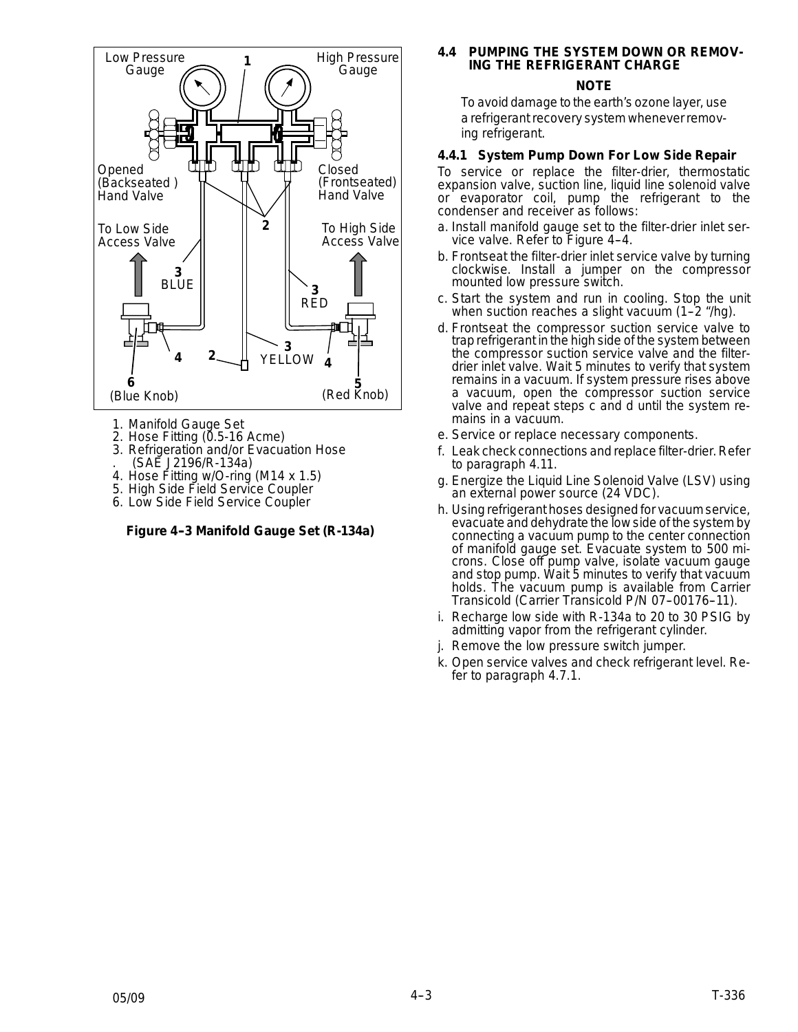1. Manifold Gauge Set
2. Hose Fitting (0.5-16 Acme)
3. Refrigeration and/or Evacuation Hose (SAE J2196/R-134a)
4. Hose Fitting w/O-ring (M14 x 1.5)
5. High Side Field Service Coupler
6. Low Side Field Service Coupler

**Figure 4–3 Manifold Gauge Set (R-134a)**

## 4.4 PUMPING THE SYSTEM DOWN OR REMOVING THE REFRIGERANT CHARGE

**NOTE**

To avoid damage to the earth's ozone layer, use a refrigerant recovery system whenever removing refrigerant.

### 4.4.1 System Pump Down For Low Side Repair

To service or replace the filter-drier, thermostatic expansion valve, suction line, liquid line solenoid valve or evaporator coil, pump the refrigerant to the condenser and receiver as follows:

a. Install manifold gauge set to the filter-drier inlet service valve. Refer to Figure 4–4.
b. Frontseat the filter-drier inlet service valve by turning clockwise. Install a jumper on the compressor mounted low pressure switch.
c. Start the system and run in cooling. Stop the unit when suction reaches a slight vacuum (1–2 "/hg).
d. Frontseat the compressor suction service valve to trap refrigerant in the high side of the system between the compressor suction service valve and the filter-drier inlet valve. Wait 5 minutes to verify that system remains in a vacuum. If system pressure rises above a vacuum, open the compressor suction service valve and repeat steps c and d until the system remains in a vacuum.
e. Service or replace necessary components.
f. Leak check connections and replace filter-drier. Refer to paragraph 4.11.
g. Energize the Liquid Line Solenoid Valve (LSV) using an external power source (24 VDC).
h. Using refrigerant hoses designed for vacuum service, evacuate and dehydrate the low side of the system by connecting a vacuum pump to the center connection of manifold gauge set. Evacuate system to 500 microns. Close off pump valve, isolate vacuum gauge and stop pump. Wait 5 minutes to verify that vacuum holds. The vacuum pump is available from Carrier Transicold (Carrier Transicold P/N 07–00176–11).
i. Recharge low side with R-134a to 20 to 30 PSIG by admitting vapor from the refrigerant cylinder.
j. Remove the low pressure switch jumper.
k. Open service valves and check refrigerant level. Refer to paragraph 4.7.1.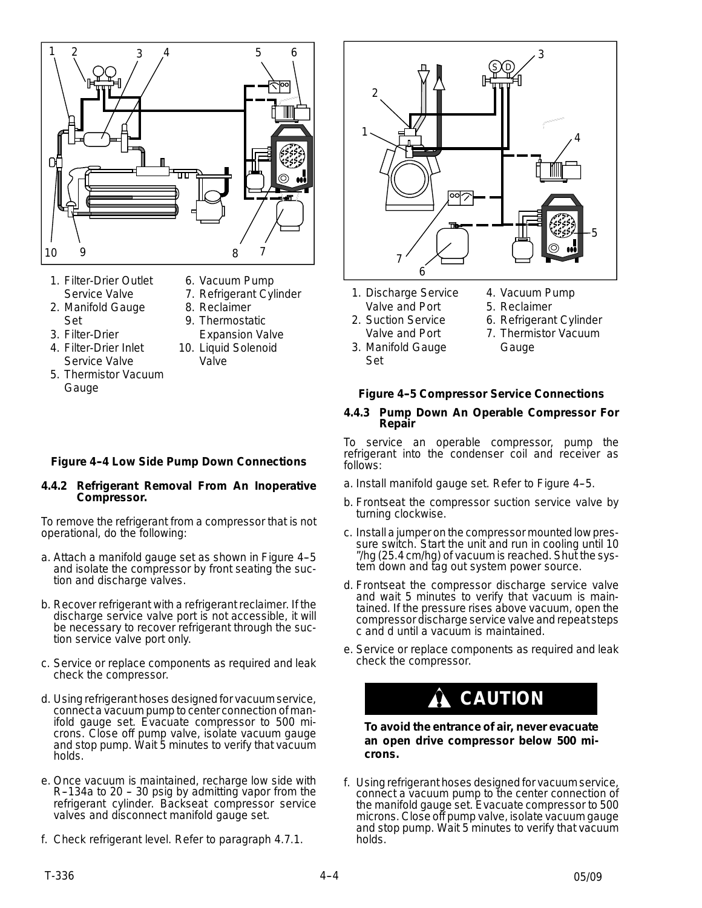1. Filter-Drier Outlet Service Valve
2. Manifold Gauge Set
3. Filter-Drier
4. Filter-Drier Inlet Service Valve
5. Thermistor Vacuum Gauge
6. Vacuum Pump
7. Refrigerant Cylinder
8. Reclaimer
9. Thermostatic Expansion Valve
10. Liquid Solenoid Valve

**Figure 4–4 Low Side Pump Down Connections**

#### 4.4.2 Refrigerant Removal From An Inoperative Compressor.

To remove the refrigerant from a compressor that is not operational, do the following:

a. Attach a manifold gauge set as shown in Figure 4–5 and isolate the compressor by front seating the suction and discharge valves.

b. Recover refrigerant with a refrigerant reclaimer. If the discharge service valve port is not accessible, it will be necessary to recover refrigerant through the suction service valve port only.

c. Service or replace components as required and leak check the compressor.

d. Using refrigerant hoses designed for vacuum service, connect a vacuum pump to center connection of manifold gauge set. Evacuate compressor to 500 microns. Close off pump valve, isolate vacuum gauge and stop pump. Wait 5 minutes to verify that vacuum holds.

e. Once vacuum is maintained, recharge low side with R–134a to 20 – 30 psig by admitting vapor from the refrigerant cylinder. Backseat compressor service valves and disconnect manifold gauge set.

f. Check refrigerant level. Refer to paragraph 4.7.1.

1. Discharge Service Valve and Port
2. Suction Service Valve and Port
3. Manifold Gauge Set
4. Vacuum Pump
5. Reclaimer
6. Refrigerant Cylinder
7. Thermistor Vacuum Gauge

**Figure 4–5 Compressor Service Connections**

#### 4.4.3 Pump Down An Operable Compressor For Repair

To service an operable compressor, pump the refrigerant into the condenser coil and receiver as follows:

a. Install manifold gauge set. Refer to Figure 4–5.

b. Frontseat the compressor suction service valve by turning clockwise.

c. Install a jumper on the compressor mounted low pressure switch. Start the unit and run in cooling until 10 ″/hg (25.4 cm/hg) of vacuum is reached. Shut the system down and tag out system power source.

d. Frontseat the compressor discharge service valve and wait 5 minutes to verify that vacuum is maintained. If the pressure rises above vacuum, open the compressor discharge service valve and repeat steps c and d until a vacuum is maintained.

e. Service or replace components as required and leak check the compressor.

**CAUTION**

**To avoid the entrance of air, never evacuate an open drive compressor below 500 microns.**

f. Using refrigerant hoses designed for vacuum service, connect a vacuum pump to the center connection of the manifold gauge set. Evacuate compressor to 500 microns. Close off pump valve, isolate vacuum gauge and stop pump. Wait 5 minutes to verify that vacuum holds.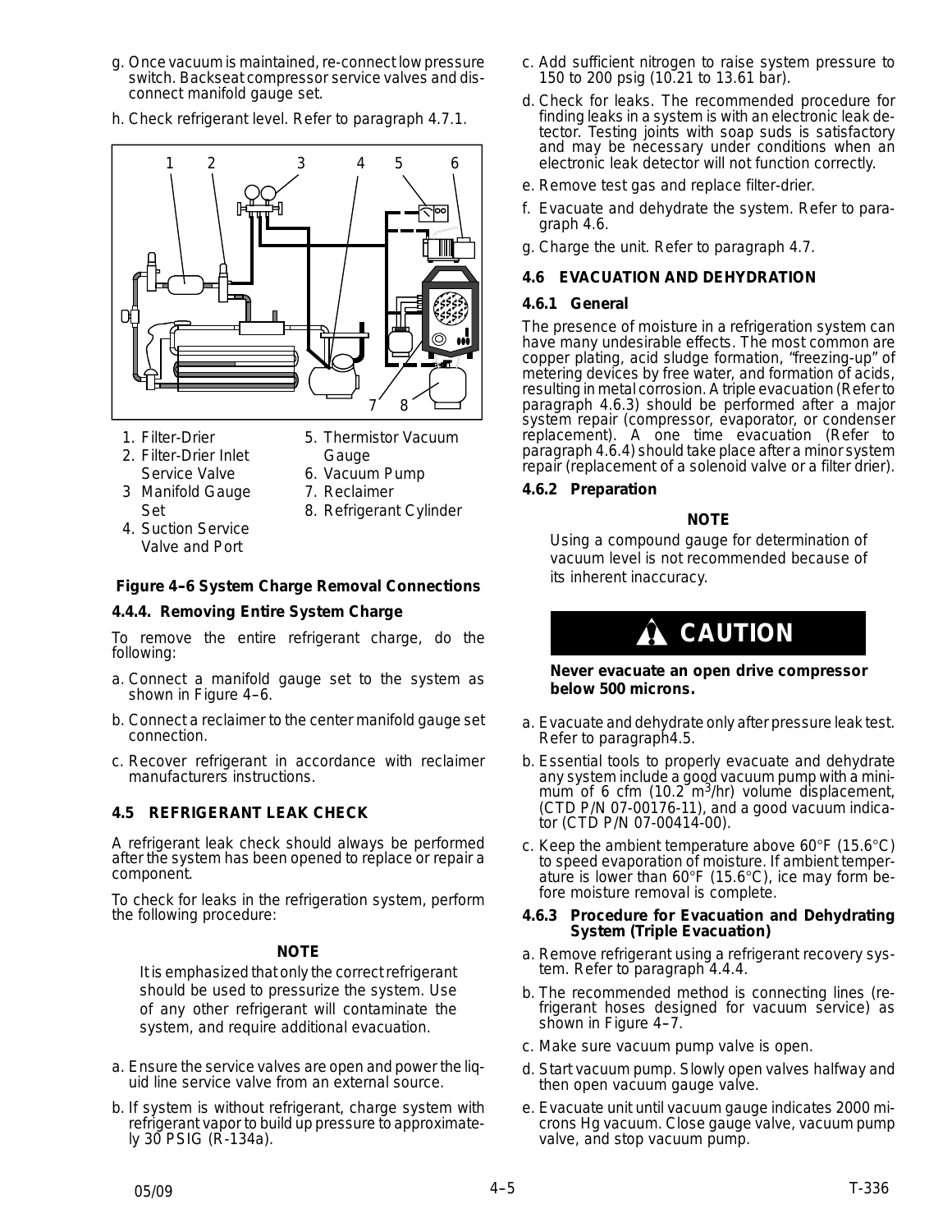g. Once vacuum is maintained, re-connect low pressure switch. Backseat compressor service valves and disconnect manifold gauge set.

h. Check refrigerant level. Refer to paragraph 4.7.1.

1. Filter-Drier
2. Filter-Drier Inlet Service Valve
3. Manifold Gauge Set
4. Suction Service Valve and Port
5. Thermistor Vacuum Gauge
6. Vacuum Pump
7. Reclaimer
8. Refrigerant Cylinder

**Figure 4–6 System Charge Removal Connections**

### 4.4.4. Removing Entire System Charge

To remove the entire refrigerant charge, do the following:

a. Connect a manifold gauge set to the system as shown in Figure 4–6.

b. Connect a reclaimer to the center manifold gauge set connection.

c. Recover refrigerant in accordance with reclaimer manufacturers instructions.

## 4.5 REFRIGERANT LEAK CHECK

A refrigerant leak check should always be performed after the system has been opened to replace or repair a component.

To check for leaks in the refrigeration system, perform the following procedure:

**NOTE**

It is emphasized that only the correct refrigerant should be used to pressurize the system. Use of any other refrigerant will contaminate the system, and require additional evacuation.

a. Ensure the service valves are open and power the liquid line service valve from an external source.

b. If system is without refrigerant, charge system with refrigerant vapor to build up pressure to approximately 30 PSIG (R-134a).

c. Add sufficient nitrogen to raise system pressure to 150 to 200 psig (10.21 to 13.61 bar).

d. Check for leaks. The recommended procedure for finding leaks in a system is with an electronic leak detector. Testing joints with soap suds is satisfactory and may be necessary under conditions when an electronic leak detector will not function correctly.

e. Remove test gas and replace filter-drier.

f. Evacuate and dehydrate the system. Refer to paragraph 4.6.

g. Charge the unit. Refer to paragraph 4.7.

## 4.6 EVACUATION AND DEHYDRATION

### 4.6.1 General

The presence of moisture in a refrigeration system can have many undesirable effects. The most common are copper plating, acid sludge formation, "freezing-up" of metering devices by free water, and formation of acids, resulting in metal corrosion. A triple evacuation (Refer to paragraph 4.6.3) should be performed after a major system repair (compressor, evaporator, or condenser replacement). A one time evacuation (Refer to paragraph 4.6.4) should take place after a minor system repair (replacement of a solenoid valve or a filter drier).

### 4.6.2 Preparation

**NOTE**

Using a compound gauge for determination of vacuum level is not recommended because of its inherent inaccuracy.

**CAUTION**

**Never evacuate an open drive compressor below 500 microns.**

a. Evacuate and dehydrate only after pressure leak test. Refer to paragraph4.5.

b. Essential tools to properly evacuate and dehydrate any system include a good vacuum pump with a minimum of 6 cfm (10.2 $m^3$/hr) volume displacement, (CTD P/N 07-00176-11), and a good vacuum indicator (CTD P/N 07-00414-00).

c. Keep the ambient temperature above 60°F (15.6°C) to speed evaporation of moisture. If ambient temperature is lower than 60°F (15.6°C), ice may form before moisture removal is complete.

### 4.6.3 Procedure for Evacuation and Dehydrating System (Triple Evacuation)

a. Remove refrigerant using a refrigerant recovery system. Refer to paragraph 4.4.4.

b. The recommended method is connecting lines (refrigerant hoses designed for vacuum service) as shown in Figure 4–7.

c. Make sure vacuum pump valve is open.

d. Start vacuum pump. Slowly open valves halfway and then open vacuum gauge valve.

e. Evacuate unit until vacuum gauge indicates 2000 microns Hg vacuum. Close gauge valve, vacuum pump valve, and stop vacuum pump.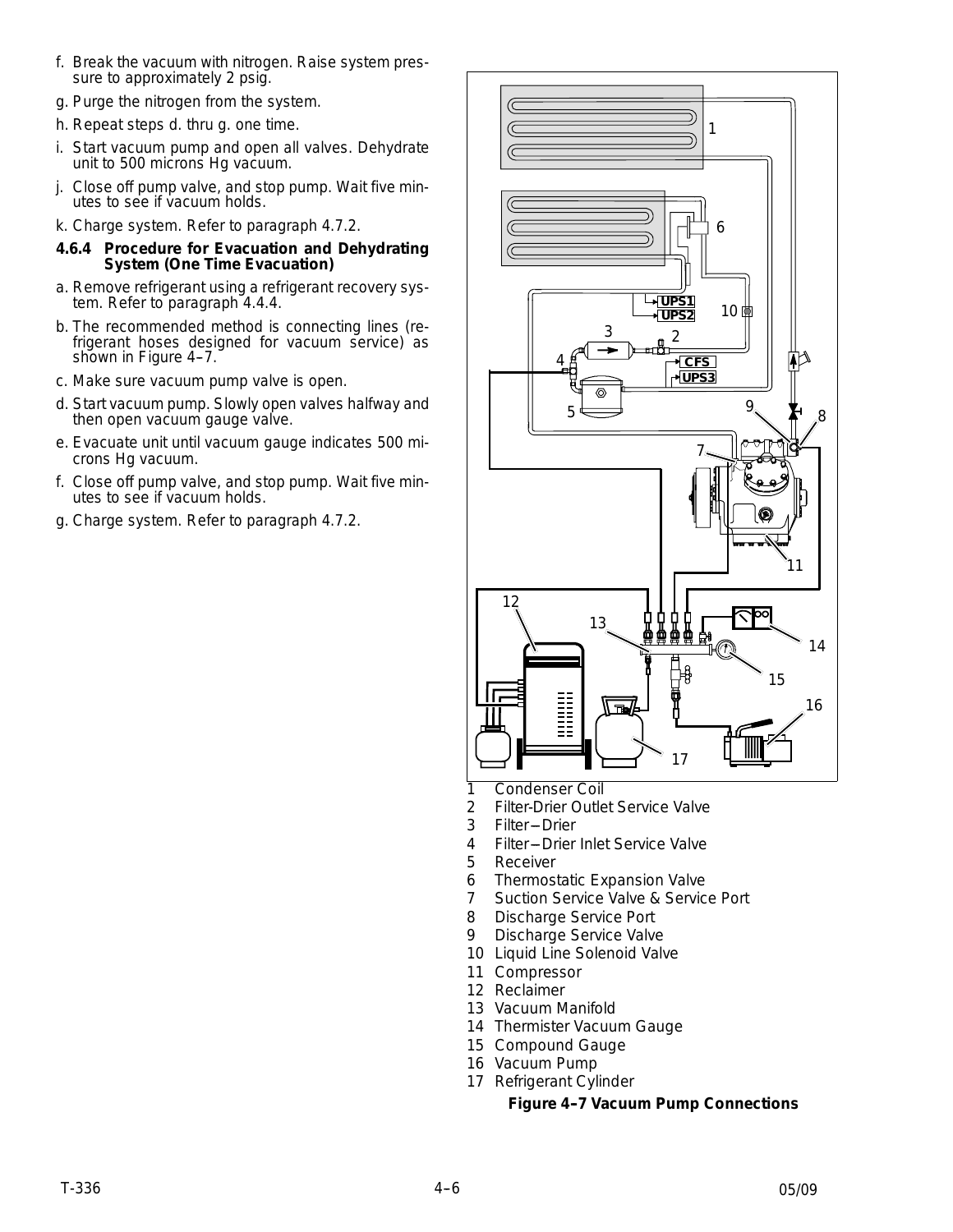f. Break the vacuum with nitrogen. Raise system pressure to approximately 2 psig.

g. Purge the nitrogen from the system.

h. Repeat steps d. thru g. one time.

i. Start vacuum pump and open all valves. Dehydrate unit to 500 microns Hg vacuum.

j. Close off pump valve, and stop pump. Wait five minutes to see if vacuum holds.

k. Charge system. Refer to paragraph 4.7.2.

**4.6.4 Procedure for Evacuation and Dehydrating System (One Time Evacuation)**

a. Remove refrigerant using a refrigerant recovery system. Refer to paragraph 4.4.4.

b. The recommended method is connecting lines (refrigerant hoses designed for vacuum service) as shown in Figure 4–7.

c. Make sure vacuum pump valve is open.

d. Start vacuum pump. Slowly open valves halfway and then open vacuum gauge valve.

e. Evacuate unit until vacuum gauge indicates 500 microns Hg vacuum.

f. Close off pump valve, and stop pump. Wait five minutes to see if vacuum holds.

g. Charge system. Refer to paragraph 4.7.2.

1 Condenser Coil
2 Filter-Drier Outlet Service Valve
3 Filter−Drier
4 Filter−Drier Inlet Service Valve
5 Receiver
6 Thermostatic Expansion Valve
7 Suction Service Valve & Service Port
8 Discharge Service Port
9 Discharge Service Valve
10 Liquid Line Solenoid Valve
11 Compressor
12 Reclaimer
13 Vacuum Manifold
14 Thermister Vacuum Gauge
15 Compound Gauge
16 Vacuum Pump
17 Refrigerant Cylinder

**Figure 4–7 Vacuum Pump Connections**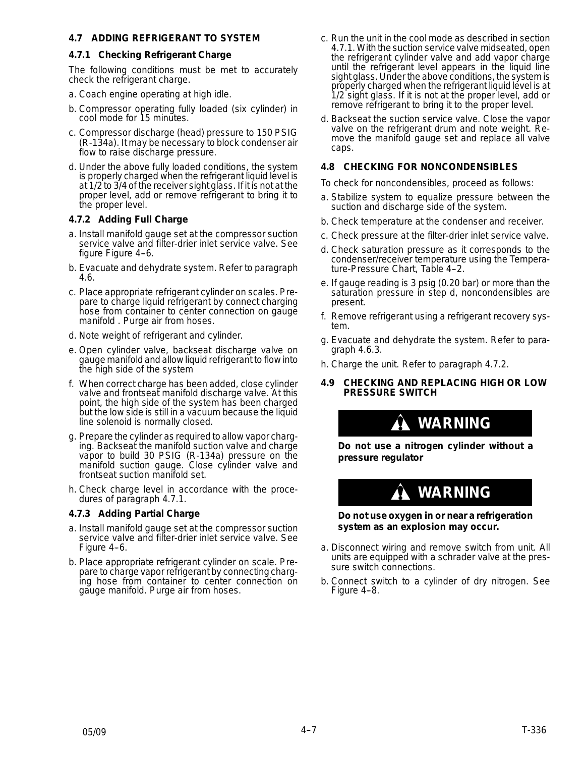## 4.7 ADDING REFRIGERANT TO SYSTEM

### 4.7.1 Checking Refrigerant Charge

The following conditions must be met to accurately check the refrigerant charge.

a. Coach engine operating at high idle.

b. Compressor operating fully loaded (six cylinder) in cool mode for 15 minutes.

c. Compressor discharge (head) pressure to 150 PSIG (R-134a). It may be necessary to block condenser air flow to raise discharge pressure.

d. Under the above fully loaded conditions, the system is properly charged when the refrigerant liquid level is at 1/2 to 3/4 of the receiver sight glass. If it is not at the proper level, add or remove refrigerant to bring it to the proper level.

### 4.7.2 Adding Full Charge

a. Install manifold gauge set at the compressor suction service valve and filter-drier inlet service valve. See figure Figure 4–6.

b. Evacuate and dehydrate system. Refer to paragraph 4.6.

c. Place appropriate refrigerant cylinder on scales. Prepare to charge liquid refrigerant by connect charging hose from container to center connection on gauge manifold . Purge air from hoses.

d. Note weight of refrigerant and cylinder.

e. Open cylinder valve, backseat discharge valve on gauge manifold and allow liquid refrigerant to flow into the high side of the system

f. When correct charge has been added, close cylinder valve and frontseat manifold discharge valve. At this point, the high side of the system has been charged but the low side is still in a vacuum because the liquid line solenoid is normally closed.

g. Prepare the cylinder as required to allow vapor charging. Backseat the manifold suction valve and charge vapor to build 30 PSIG (R-134a) pressure on the manifold suction gauge. Close cylinder valve and frontseat suction manifold set.

h. Check charge level in accordance with the procedures of paragraph 4.7.1.

### 4.7.3 Adding Partial Charge

a. Install manifold gauge set at the compressor suction service valve and filter-drier inlet service valve. See Figure 4–6.

b. Place appropriate refrigerant cylinder on scale. Prepare to charge vapor refrigerant by connecting charging hose from container to center connection on gauge manifold. Purge air from hoses.

c. Run the unit in the cool mode as described in section 4.7.1. With the suction service valve midseated, open the refrigerant cylinder valve and add vapor charge until the refrigerant level appears in the liquid line sight glass. Under the above conditions, the system is properly charged when the refrigerant liquid level is at 1/2 sight glass. If it is not at the proper level, add or remove refrigerant to bring it to the proper level.

d. Backseat the suction service valve. Close the vapor valve on the refrigerant drum and note weight. Remove the manifold gauge set and replace all valve caps.

## 4.8 CHECKING FOR NONCONDENSIBLES

To check for noncondensibles, proceed as follows:

a. Stabilize system to equalize pressure between the suction and discharge side of the system.

b. Check temperature at the condenser and receiver.

c. Check pressure at the filter-drier inlet service valve.

d. Check saturation pressure as it corresponds to the condenser/receiver temperature using the Temperature-Pressure Chart, Table 4–2.

e. If gauge reading is 3 psig (0.20 bar) or more than the saturation pressure in step d, noncondensibles are present.

f. Remove refrigerant using a refrigerant recovery system.

g. Evacuate and dehydrate the system. Refer to paragraph 4.6.3.

h. Charge the unit. Refer to paragraph 4.7.2.

## 4.9 CHECKING AND REPLACING HIGH OR LOW PRESSURE SWITCH

**WARNING**

**Do not use a nitrogen cylinder without a pressure regulator**

**WARNING**

**Do not use oxygen in or near a refrigeration system as an explosion may occur.**

a. Disconnect wiring and remove switch from unit. All units are equipped with a schrader valve at the pressure switch connections.

b. Connect switch to a cylinder of dry nitrogen. See Figure 4–8.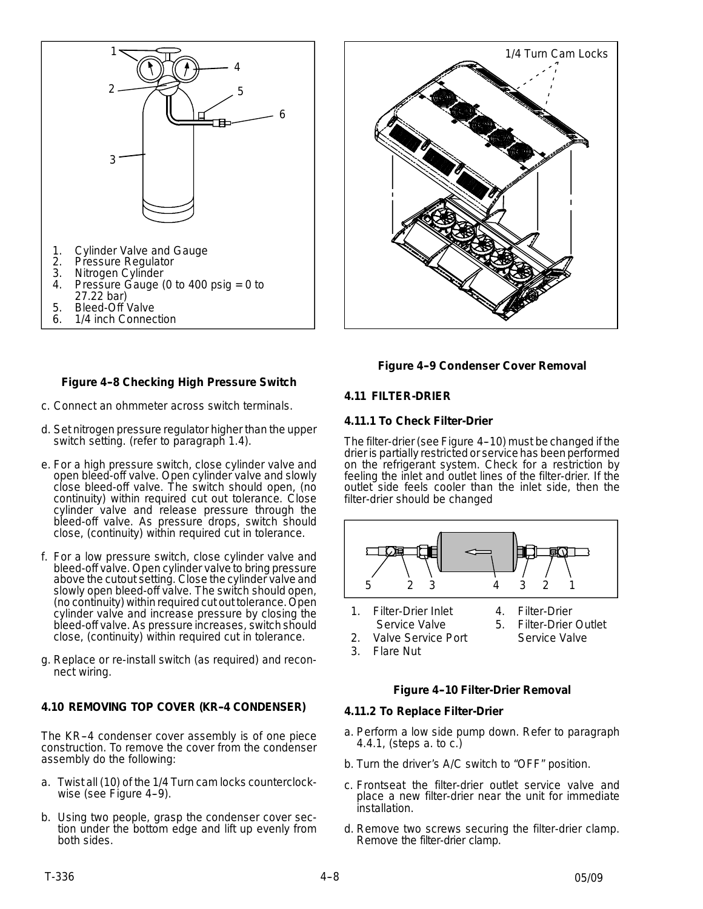1. Cylinder Valve and Gauge
2. Pressure Regulator
3. Nitrogen Cylinder
4. Pressure Gauge (0 to 400 psig = 0 to 27.22 bar)
5. Bleed-Off Valve
6. 1/4 inch Connection

**Figure 4–8 Checking High Pressure Switch**

c. Connect an ohmmeter across switch terminals.

d. Set nitrogen pressure regulator higher than the upper switch setting. (refer to paragraph 1.4).

e. For a high pressure switch, close cylinder valve and open bleed-off valve. Open cylinder valve and slowly close bleed-off valve. The switch should open, (no continuity) within required cut out tolerance. Close cylinder valve and release pressure through the bleed-off valve. As pressure drops, switch should close, (continuity) within required cut in tolerance.

f. For a low pressure switch, close cylinder valve and bleed-off valve. Open cylinder valve to bring pressure above the cutout setting. Close the cylinder valve and slowly open bleed-off valve. The switch should open, (no continuity) within required cut out tolerance. Open cylinder valve and increase pressure by closing the bleed-off valve. As pressure increases, switch should close, (continuity) within required cut in tolerance.

g. Replace or re-install switch (as required) and reconnect wiring.

### 4.10 REMOVING TOP COVER (KR–4 CONDENSER)

The KR–4 condenser cover assembly is of one piece construction. To remove the cover from the condenser assembly do the following:

a. Twist all (10) of the 1/4 Turn cam locks counterclockwise (see Figure 4–9).

b. Using two people, grasp the condenser cover section under the bottom edge and lift up evenly from both sides.

1/4 Turn Cam Locks

**Figure 4–9 Condenser Cover Removal**

### 4.11 FILTER-DRIER

#### 4.11.1 To Check Filter-Drier

The filter-drier (see Figure 4–10) must be changed if the drier is partially restricted or service has been performed on the refrigerant system. Check for a restriction by feeling the inlet and outlet lines of the filter-drier. If the outlet side feels cooler than the inlet side, then the filter-drier should be changed

1. Filter-Drier Inlet Service Valve
2. Valve Service Port
3. Flare Nut
4. Filter-Drier
5. Filter-Drier Outlet Service Valve

**Figure 4–10 Filter-Drier Removal**

#### 4.11.2 To Replace Filter-Drier

a. Perform a low side pump down. Refer to paragraph 4.4.1, (steps a. to c.)

b. Turn the driver's A/C switch to "OFF" position.

c. Frontseat the filter-drier outlet service valve and place a new filter-drier near the unit for immediate installation.

d. Remove two screws securing the filter-drier clamp. Remove the filter-drier clamp.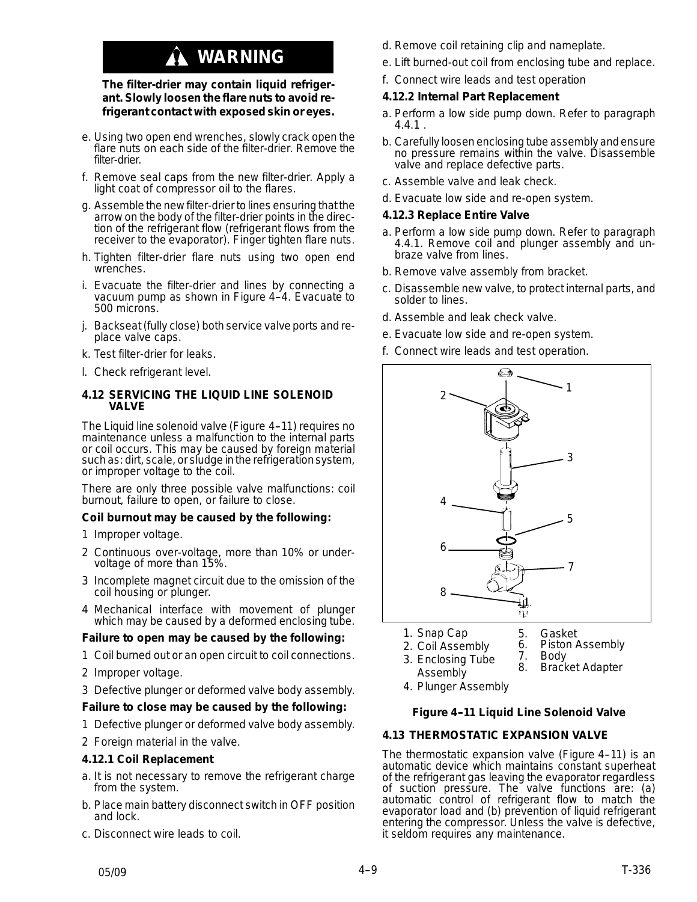## ⚠ WARNING

**The filter-drier may contain liquid refrigerant. Slowly loosen the flare nuts to avoid refrigerant contact with exposed skin or eyes.**

e. Using two open end wrenches, slowly crack open the flare nuts on each side of the filter-drier. Remove the filter-drier.

f. Remove seal caps from the new filter-drier. Apply a light coat of compressor oil to the flares.

g. Assemble the new filter-drier to lines ensuring that the arrow on the body of the filter-drier points in the direction of the refrigerant flow (refrigerant flows from the receiver to the evaporator). Finger tighten flare nuts.

h. Tighten filter-drier flare nuts using two open end wrenches.

i. Evacuate the filter-drier and lines by connecting a vacuum pump as shown in Figure 4–4. Evacuate to 500 microns.

j. Backseat (fully close) both service valve ports and replace valve caps.

k. Test filter-drier for leaks.

l. Check refrigerant level.

### 4.12 SERVICING THE LIQUID LINE SOLENOID VALVE

The Liquid line solenoid valve (Figure 4–11) requires no maintenance unless a malfunction to the internal parts or coil occurs. This may be caused by foreign material such as: dirt, scale, or sludge in the refrigeration system, or improper voltage to the coil.

There are only three possible valve malfunctions: coil burnout, failure to open, or failure to close.

**Coil burnout may be caused by the following:**

1 Improper voltage.

2 Continuous over-voltage, more than 10% or under-voltage of more than 15%.

3 Incomplete magnet circuit due to the omission of the coil housing or plunger.

4 Mechanical interface with movement of plunger which may be caused by a deformed enclosing tube.

**Failure to open may be caused by the following:**

1 Coil burned out or an open circuit to coil connections.

2 Improper voltage.

3 Defective plunger or deformed valve body assembly.

**Failure to close may be caused by the following:**

1 Defective plunger or deformed valve body assembly.

2 Foreign material in the valve.

#### 4.12.1 Coil Replacement

a. It is not necessary to remove the refrigerant charge from the system.

b. Place main battery disconnect switch in OFF position and lock.

c. Disconnect wire leads to coil.

d. Remove coil retaining clip and nameplate.

e. Lift burned-out coil from enclosing tube and replace.

f. Connect wire leads and test operation

#### 4.12.2 Internal Part Replacement

a. Perform a low side pump down. Refer to paragraph 4.4.1 .

b. Carefully loosen enclosing tube assembly and ensure no pressure remains within the valve. Disassemble valve and replace defective parts.

c. Assemble valve and leak check.

d. Evacuate low side and re-open system.

#### 4.12.3 Replace Entire Valve

a. Perform a low side pump down. Refer to paragraph 4.4.1. Remove coil and plunger assembly and unbraze valve from lines.

b. Remove valve assembly from bracket.

c. Disassemble new valve, to protect internal parts, and solder to lines.

d. Assemble and leak check valve.

e. Evacuate low side and re-open system.

f. Connect wire leads and test operation.

1. Snap Cap
2. Coil Assembly
3. Enclosing Tube Assembly
4. Plunger Assembly
5. Gasket
6. Piston Assembly
7. Body
8. Bracket Adapter

**Figure 4–11 Liquid Line Solenoid Valve**

### 4.13 THERMOSTATIC EXPANSION VALVE

The thermostatic expansion valve (Figure 4–11) is an automatic device which maintains constant superheat of the refrigerant gas leaving the evaporator regardless of suction pressure. The valve functions are: (a) automatic control of refrigerant flow to match the evaporator load and (b) prevention of liquid refrigerant entering the compressor. Unless the valve is defective, it seldom requires any maintenance.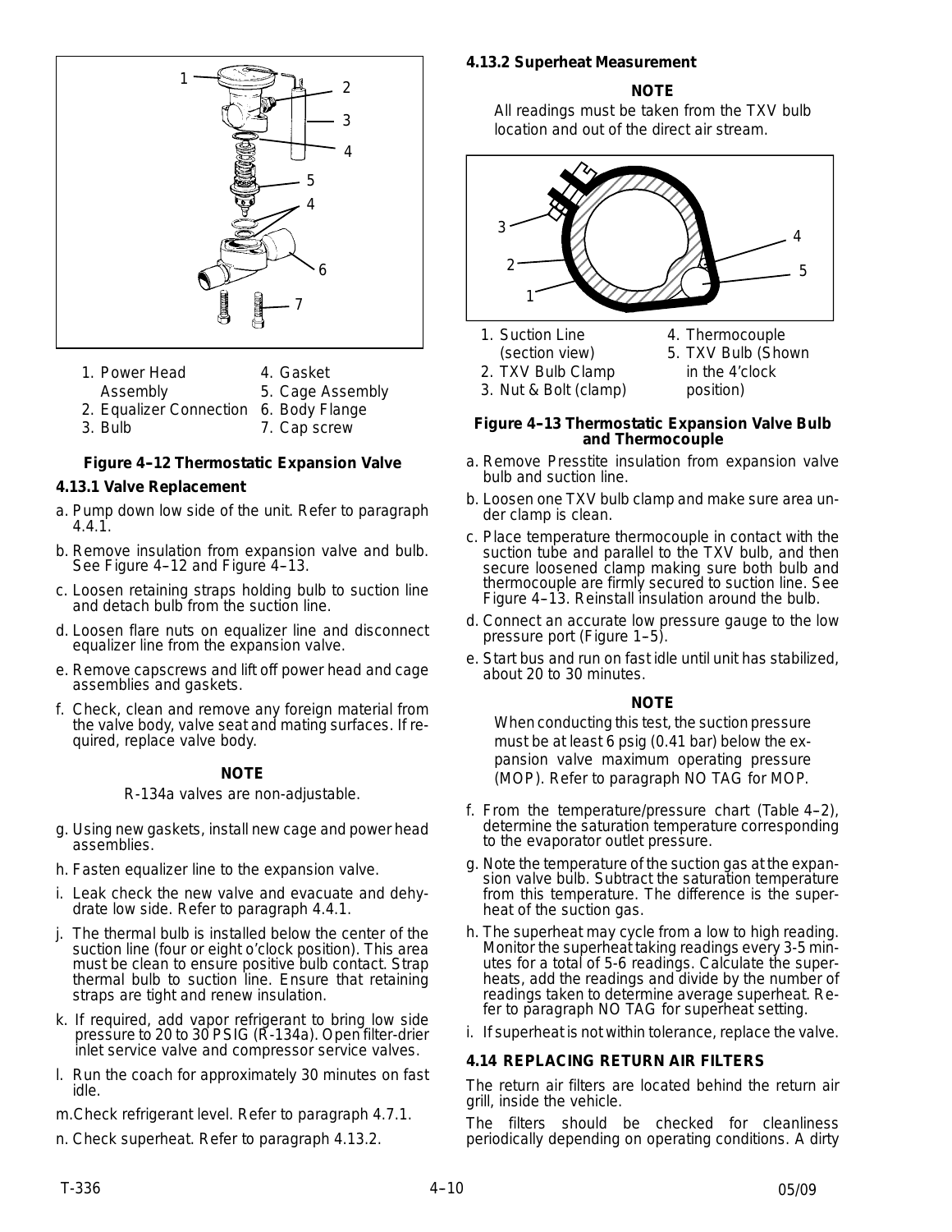1. Power Head Assembly
2. Equalizer Connection
3. Bulb
4. Gasket
5. Cage Assembly
6. Body Flange
7. Cap screw

**Figure 4–12 Thermostatic Expansion Valve**

### 4.13.1 Valve Replacement

a. Pump down low side of the unit. Refer to paragraph 4.4.1.

b. Remove insulation from expansion valve and bulb. See Figure 4–12 and Figure 4–13.

c. Loosen retaining straps holding bulb to suction line and detach bulb from the suction line.

d. Loosen flare nuts on equalizer line and disconnect equalizer line from the expansion valve.

e. Remove capscrews and lift off power head and cage assemblies and gaskets.

f. Check, clean and remove any foreign material from the valve body, valve seat and mating surfaces. If required, replace valve body.

**NOTE**

R-134a valves are non-adjustable.

g. Using new gaskets, install new cage and power head assemblies.

h. Fasten equalizer line to the expansion valve.

i. Leak check the new valve and evacuate and dehydrate low side. Refer to paragraph 4.4.1.

j. The thermal bulb is installed below the center of the suction line (four or eight o'clock position). This area must be clean to ensure positive bulb contact. Strap thermal bulb to suction line. Ensure that retaining straps are tight and renew insulation.

k. If required, add vapor refrigerant to bring low side pressure to 20 to 30 PSIG (R-134a). Open filter-drier inlet service valve and compressor service valves.

l. Run the coach for approximately 30 minutes on fast idle.

m. Check refrigerant level. Refer to paragraph 4.7.1.

n. Check superheat. Refer to paragraph 4.13.2.

### 4.13.2 Superheat Measurement

**NOTE**

All readings must be taken from the TXV bulb location and out of the direct air stream.

1. Suction Line (section view)
2. TXV Bulb Clamp
3. Nut & Bolt (clamp)
4. Thermocouple
5. TXV Bulb (Shown in the 4'clock position)

**Figure 4–13 Thermostatic Expansion Valve Bulb and Thermocouple**

a. Remove Presstite insulation from expansion valve bulb and suction line.

b. Loosen one TXV bulb clamp and make sure area under clamp is clean.

c. Place temperature thermocouple in contact with the suction tube and parallel to the TXV bulb, and then secure loosened clamp making sure both bulb and thermocouple are firmly secured to suction line. See Figure 4–13. Reinstall insulation around the bulb.

d. Connect an accurate low pressure gauge to the low pressure port (Figure 1–5).

e. Start bus and run on fast idle until unit has stabilized, about 20 to 30 minutes.

**NOTE**

When conducting this test, the suction pressure must be at least 6 psig (0.41 bar) below the expansion valve maximum operating pressure (MOP). Refer to paragraph NO TAG for MOP.

f. From the temperature/pressure chart (Table 4–2), determine the saturation temperature corresponding to the evaporator outlet pressure.

g. Note the temperature of the suction gas at the expansion valve bulb. Subtract the saturation temperature from this temperature. The difference is the superheat of the suction gas.

h. The superheat may cycle from a low to high reading. Monitor the superheat taking readings every 3-5 minutes for a total of 5-6 readings. Calculate the superheats, add the readings and divide by the number of readings taken to determine average superheat. Refer to paragraph NO TAG for superheat setting.

i. If superheat is not within tolerance, replace the valve.

## 4.14 REPLACING RETURN AIR FILTERS

The return air filters are located behind the return air grill, inside the vehicle.

The filters should be checked for cleanliness periodically depending on operating conditions. A dirty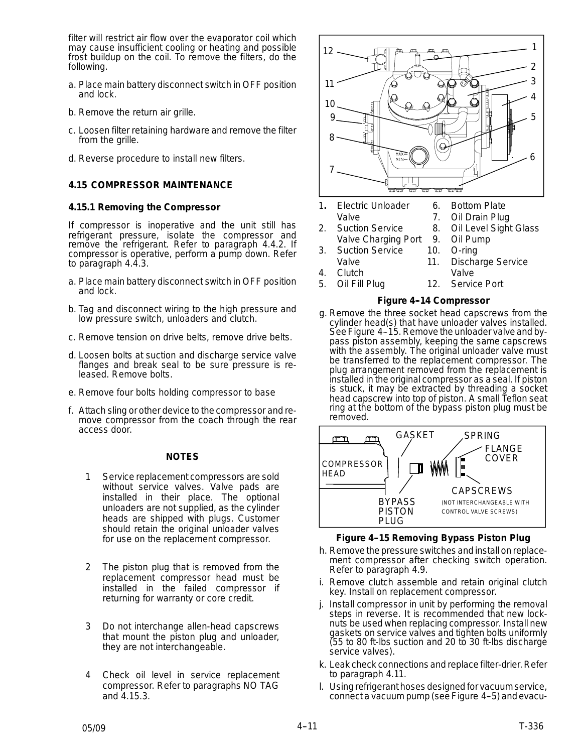filter will restrict air flow over the evaporator coil which may cause insufficient cooling or heating and possible frost buildup on the coil. To remove the filters, do the following.

a. Place main battery disconnect switch in OFF position and lock.

b. Remove the return air grille.

c. Loosen filter retaining hardware and remove the filter from the grille.

d. Reverse procedure to install new filters.

## 4.15 COMPRESSOR MAINTENANCE

### 4.15.1 Removing the Compressor

If compressor is inoperative and the unit still has refrigerant pressure, isolate the compressor and remove the refrigerant. Refer to paragraph 4.4.2. If compressor is operative, perform a pump down. Refer to paragraph 4.4.3.

a. Place main battery disconnect switch in OFF position and lock.

b. Tag and disconnect wiring to the high pressure and low pressure switch, unloaders and clutch.

c. Remove tension on drive belts, remove drive belts.

d. Loosen bolts at suction and discharge service valve flanges and break seal to be sure pressure is released. Remove bolts.

e. Remove four bolts holding compressor to base

f. Attach sling or other device to the compressor and remove compressor from the coach through the rear access door.

**NOTES**

1 Service replacement compressors are sold without service valves. Valve pads are installed in their place. The optional unloaders are not supplied, as the cylinder heads are shipped with plugs. Customer should retain the original unloader valves for use on the replacement compressor.

2 The piston plug that is removed from the replacement compressor head must be installed in the failed compressor if returning for warranty or core credit.

3 Do not interchange allen-head capscrews that mount the piston plug and unloader, they are not interchangeable.

4 Check oil level in service replacement compressor. Refer to paragraphs NO TAG and 4.15.3.

1. Electric Unloader Valve
2. Suction Service Valve Charging Port
3. Suction Service Valve
4. Clutch
5. Oil Fill Plug
6. Bottom Plate
7. Oil Drain Plug
8. Oil Level Sight Glass
9. Oil Pump
10. O-ring
11. Discharge Service Valve
12. Service Port

**Figure 4–14 Compressor**

g. Remove the three socket head capscrews from the cylinder head(s) that have unloader valves installed. See Figure 4–15. Remove the unloader valve and bypass piston assembly, keeping the same capscrews with the assembly. The original unloader valve must be transferred to the replacement compressor. The plug arrangement removed from the replacement is installed in the original compressor as a seal. If piston is stuck, it may be extracted by threading a socket head capscrew into top of piston. A small Teflon seat ring at the bottom of the bypass piston plug must be removed.

GASKET, SPRING, FLANGE COVER, COMPRESSOR HEAD, BYPASS PISTON PLUG, CAPSCREWS (NOT INTERCHANGEABLE WITH CONTROL VALVE SCREWS)

**Figure 4–15 Removing Bypass Piston Plug**

h. Remove the pressure switches and install on replacement compressor after checking switch operation. Refer to paragraph 4.9.

i. Remove clutch assemble and retain original clutch key. Install on replacement compressor.

j. Install compressor in unit by performing the removal steps in reverse. It is recommended that new locknuts be used when replacing compressor. Install new gaskets on service valves and tighten bolts uniformly (55 to 80 ft-lbs suction and 20 to 30 ft-lbs discharge service valves).

k. Leak check connections and replace filter-drier. Refer to paragraph 4.11.

l. Using refrigerant hoses designed for vacuum service, connect a vacuum pump (see Figure 4–5) and evacu-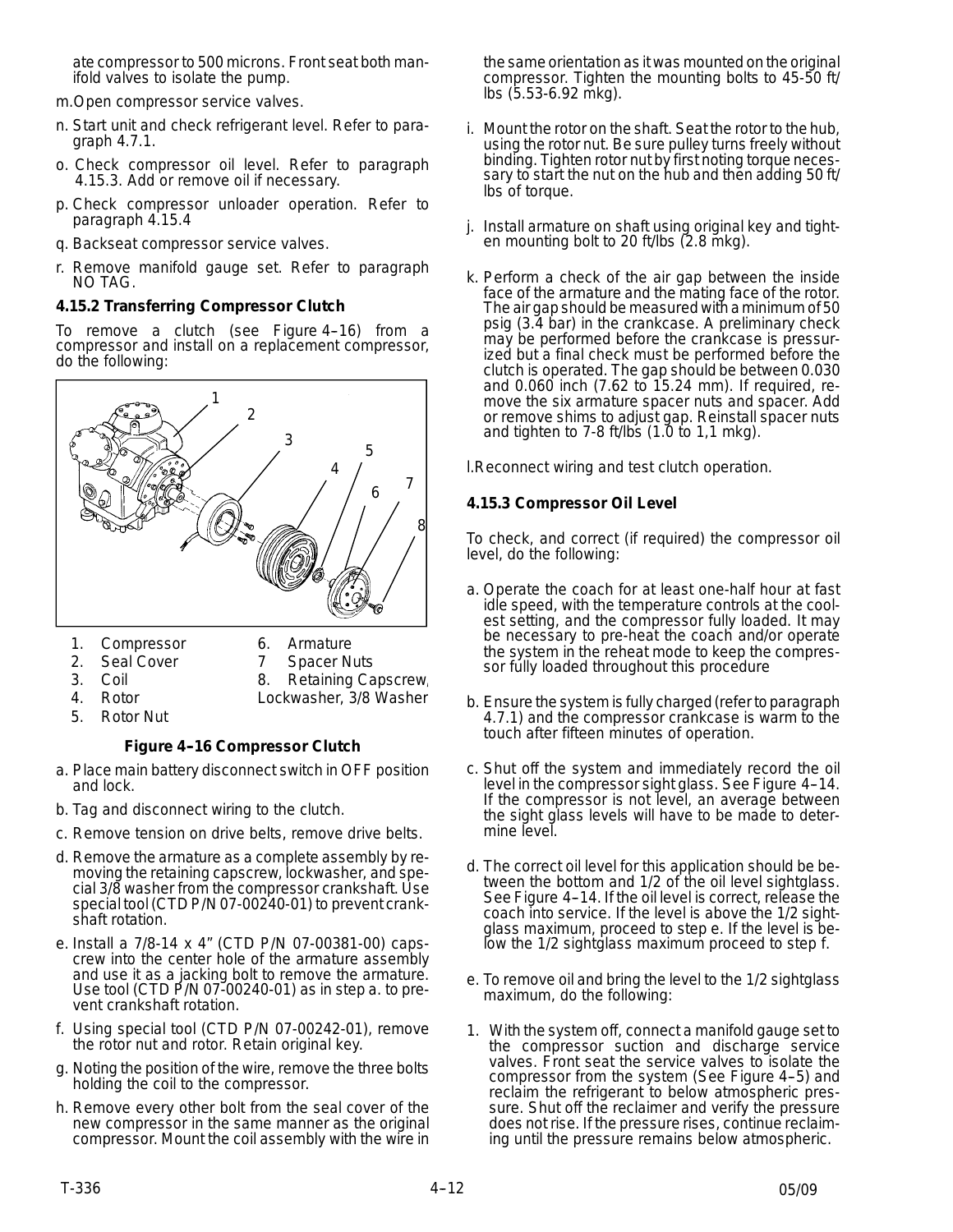ate compressor to 500 microns. Front seat both manifold valves to isolate the pump.

m. Open compressor service valves.

n. Start unit and check refrigerant level. Refer to paragraph 4.7.1.

o. Check compressor oil level. Refer to paragraph 4.15.3. Add or remove oil if necessary.

p. Check compressor unloader operation. Refer to paragraph 4.15.4

q. Backseat compressor service valves.

r. Remove manifold gauge set. Refer to paragraph NO TAG.

### 4.15.2 Transferring Compressor Clutch

To remove a clutch (see Figure 4–16) from a compressor and install on a replacement compressor, do the following:

1. Compressor
2. Seal Cover
3. Coil
4. Rotor
5. Rotor Nut
6. Armature
7. Spacer Nuts
8. Retaining Capscrew, Lockwasher, 3/8 Washer

**Figure 4–16 Compressor Clutch**

a. Place main battery disconnect switch in OFF position and lock.

b. Tag and disconnect wiring to the clutch.

c. Remove tension on drive belts, remove drive belts.

d. Remove the armature as a complete assembly by removing the retaining capscrew, lockwasher, and special 3/8 washer from the compressor crankshaft. Use special tool (CTD P/N 07-00240-01) to prevent crankshaft rotation.

e. Install a 7/8-14 x 4" (CTD P/N 07-00381-00) capscrew into the center hole of the armature assembly and use it as a jacking bolt to remove the armature. Use tool (CTD P/N 07-00240-01) as in step a. to prevent crankshaft rotation.

f. Using special tool (CTD P/N 07-00242-01), remove the rotor nut and rotor. Retain original key.

g. Noting the position of the wire, remove the three bolts holding the coil to the compressor.

h. Remove every other bolt from the seal cover of the new compressor in the same manner as the original compressor. Mount the coil assembly with the wire in the same orientation as it was mounted on the original compressor. Tighten the mounting bolts to 45-50 ft/lbs (5.53-6.92 mkg).

i. Mount the rotor on the shaft. Seat the rotor to the hub, using the rotor nut. Be sure pulley turns freely without binding. Tighten rotor nut by first noting torque necessary to start the nut on the hub and then adding 50 ft/lbs of torque.

j. Install armature on shaft using original key and tighten mounting bolt to 20 ft/lbs (2.8 mkg).

k. Perform a check of the air gap between the inside face of the armature and the mating face of the rotor. The air gap should be measured with a minimum of 50 psig (3.4 bar) in the crankcase. A preliminary check may be performed before the crankcase is pressurized but a final check must be performed before the clutch is operated. The gap should be between 0.030 and 0.060 inch (7.62 to 15.24 mm). If required, remove the six armature spacer nuts and spacer. Add or remove shims to adjust gap. Reinstall spacer nuts and tighten to 7-8 ft/lbs (1.0 to 1,1 mkg).

l. Reconnect wiring and test clutch operation.

### 4.15.3 Compressor Oil Level

To check, and correct (if required) the compressor oil level, do the following:

a. Operate the coach for at least one-half hour at fast idle speed, with the temperature controls at the coolest setting, and the compressor fully loaded. It may be necessary to pre-heat the coach and/or operate the system in the reheat mode to keep the compressor fully loaded throughout this procedure

b. Ensure the system is fully charged (refer to paragraph 4.7.1) and the compressor crankcase is warm to the touch after fifteen minutes of operation.

c. Shut off the system and immediately record the oil level in the compressor sight glass. See Figure 4–14. If the compressor is not level, an average between the sight glass levels will have to be made to determine level.

d. The correct oil level for this application should be between the bottom and 1/2 of the oil level sightglass. See Figure 4–14. If the oil level is correct, release the coach into service. If the level is above the 1/2 sightglass maximum, proceed to step e. If the level is below the 1/2 sightglass maximum proceed to step f.

e. To remove oil and bring the level to the 1/2 sightglass maximum, do the following:

1. With the system off, connect a manifold gauge set to the compressor suction and discharge service valves. Front seat the service valves to isolate the compressor from the system (See Figure 4–5) and reclaim the refrigerant to below atmospheric pressure. Shut off the reclaimer and verify the pressure does not rise. If the pressure rises, continue reclaiming until the pressure remains below atmospheric.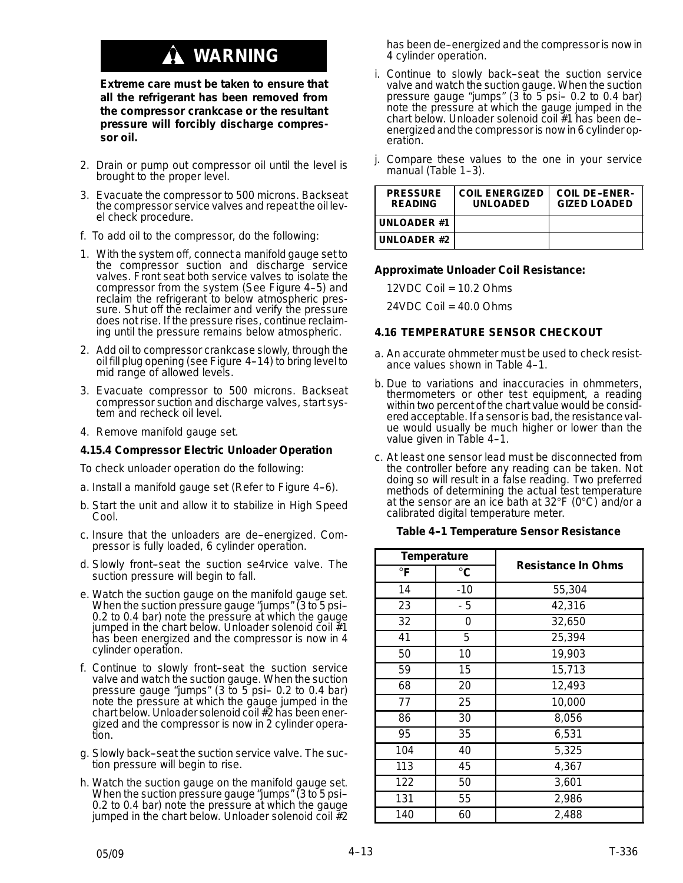**⚠ WARNING**

**Extreme care must be taken to ensure that all the refrigerant has been removed from the compressor crankcase or the resultant pressure will forcibly discharge compressor oil.**

2. Drain or pump out compressor oil until the level is brought to the proper level.
3. Evacuate the compressor to 500 microns. Backseat the compressor service valves and repeat the oil level check procedure.

f. To add oil to the compressor, do the following:

1. With the system off, connect a manifold gauge set to the compressor suction and discharge service valves. Front seat both service valves to isolate the compressor from the system (See Figure 4–5) and reclaim the refrigerant to below atmospheric pressure. Shut off the reclaimer and verify the pressure does not rise. If the pressure rises, continue reclaiming until the pressure remains below atmospheric.
2. Add oil to compressor crankcase slowly, through the oil fill plug opening (see Figure 4–14) to bring level to mid range of allowed levels.
3. Evacuate compressor to 500 microns. Backseat compressor suction and discharge valves, start system and recheck oil level.
4. Remove manifold gauge set.

#### 4.15.4 Compressor Electric Unloader Operation

To check unloader operation do the following:

a. Install a manifold gauge set (Refer to Figure 4–6).

b. Start the unit and allow it to stabilize in High Speed Cool.

c. Insure that the unloaders are de–energized. Compressor is fully loaded, 6 cylinder operation.

d. Slowly front–seat the suction se4rvice valve. The suction pressure will begin to fall.

e. Watch the suction gauge on the manifold gauge set. When the suction pressure gauge "jumps" (3 to 5 psi– 0.2 to 0.4 bar) note the pressure at which the gauge jumped in the chart below. Unloader solenoid coil #1 has been energized and the compressor is now in 4 cylinder operation.

f. Continue to slowly front–seat the suction service valve and watch the suction gauge. When the suction pressure gauge "jumps" (3 to 5 psi– 0.2 to 0.4 bar) note the pressure at which the gauge jumped in the chart below. Unloader solenoid coil #2 has been energized and the compressor is now in 2 cylinder operation.

g. Slowly back–seat the suction service valve. The suction pressure will begin to rise.

h. Watch the suction gauge on the manifold gauge set. When the suction pressure gauge "jumps" (3 to 5 psi– 0.2 to 0.4 bar) note the pressure at which the gauge jumped in the chart below. Unloader solenoid coil #2 has been de–energized and the compressor is now in 4 cylinder operation.

i. Continue to slowly back–seat the suction service valve and watch the suction gauge. When the suction pressure gauge "jumps" (3 to 5 psi– 0.2 to 0.4 bar) note the pressure at which the gauge jumped in the chart below. Unloader solenoid coil #1 has been de–energized and the compressor is now in 6 cylinder operation.

j. Compare these values to the one in your service manual (Table 1–3).

| PRESSURE READING | COIL ENERGIZED UNLOADED | COIL DE–ENERGIZED LOADED |
|---|---|---|
| UNLOADER #1 | | |
| UNLOADER #2 | | |

**Approximate Unloader Coil Resistance:**

12VDC Coil = 10.2 Ohms

24VDC Coil = 40.0 Ohms

### 4.16 TEMPERATURE SENSOR CHECKOUT

a. An accurate ohmmeter must be used to check resistance values shown in Table 4–1.

b. Due to variations and inaccuracies in ohmmeters, thermometers or other test equipment, a reading within two percent of the chart value would be considered acceptable. If a sensor is bad, the resistance value would usually be much higher or lower than the value given in Table 4–1.

c. At least one sensor lead must be disconnected from the controller before any reading can be taken. Not doing so will result in a false reading. Two preferred methods of determining the actual test temperature at the sensor are an ice bath at 32°F (0°C) and/or a calibrated digital temperature meter.

**Table 4–1 Temperature Sensor Resistance**

| Temperature | | Resistance In Ohms |
|---|---|---|
| °F | °C | |
| 14 | -10 | 55,304 |
| 23 | - 5 | 42,316 |
| 32 | 0 | 32,650 |
| 41 | 5 | 25,394 |
| 50 | 10 | 19,903 |
| 59 | 15 | 15,713 |
| 68 | 20 | 12,493 |
| 77 | 25 | 10,000 |
| 86 | 30 | 8,056 |
| 95 | 35 | 6,531 |
| 104 | 40 | 5,325 |
| 113 | 45 | 4,367 |
| 122 | 50 | 3,601 |
| 131 | 55 | 2,986 |
| 140 | 60 | 2,488 |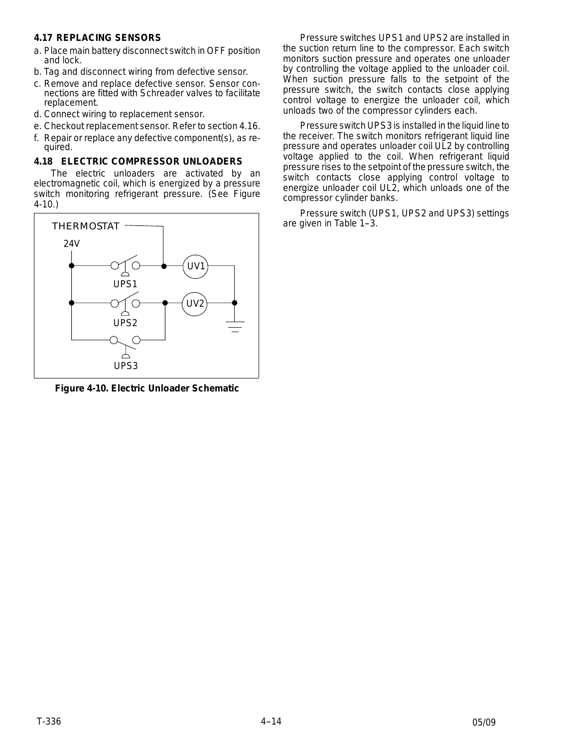### 4.17 REPLACING SENSORS

a. Place main battery disconnect switch in OFF position and lock.
b. Tag and disconnect wiring from defective sensor.
c. Remove and replace defective sensor. Sensor connections are fitted with Schreader valves to facilitate replacement.
d. Connect wiring to replacement sensor.
e. Checkout replacement sensor. Refer to section 4.16.
f. Repair or replace any defective component(s), as required.

### 4.18 ELECTRIC COMPRESSOR UNLOADERS

The electric unloaders are activated by an electromagnetic coil, which is energized by a pressure switch monitoring refrigerant pressure. (See Figure 4-10.)

THERMOSTAT
24V
UPS1
UPS2
UPS3
UV1
UV2

**Figure 4-10. Electric Unloader Schematic**

Pressure switches UPS1 and UPS2 are installed in the suction return line to the compressor. Each switch monitors suction pressure and operates one unloader by controlling the voltage applied to the unloader coil. When suction pressure falls to the setpoint of the pressure switch, the switch contacts close applying control voltage to energize the unloader coil, which unloads two of the compressor cylinders each.

Pressure switch UPS3 is installed in the liquid line to the receiver. The switch monitors refrigerant liquid line pressure and operates unloader coil UL2 by controlling voltage applied to the coil. When refrigerant liquid pressure rises to the setpoint of the pressure switch, the switch contacts close applying control voltage to energize unloader coil UL2, which unloads one of the compressor cylinder banks.

Pressure switch (UPS1, UPS2 and UPS3) settings are given in Table 1–3.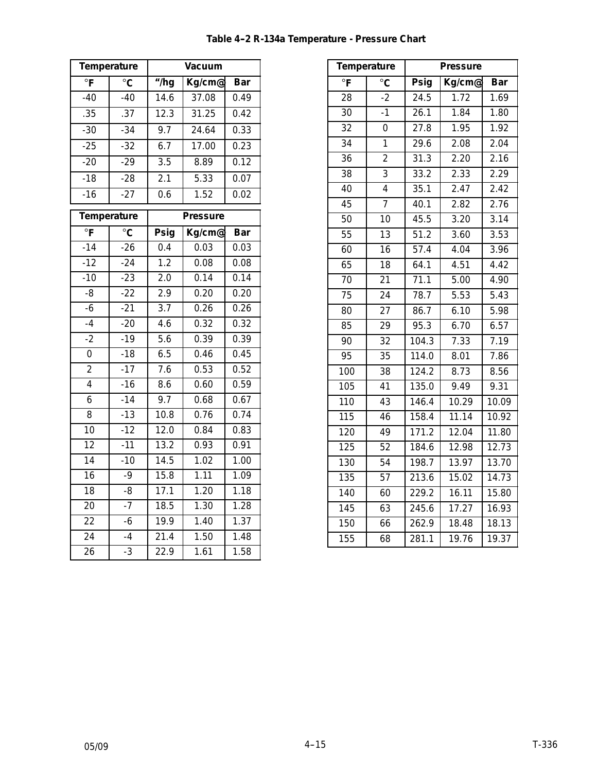**Table 4–2 R-134a Temperature - Pressure Chart**

| Temperature | | Vacuum | | |
|---|---|---|---|---|
| °F | °C | "/hg | Kg/cm@ | Bar |
| -40 | -40 | 14.6 | 37.08 | 0.49 |
| .35 | .37 | 12.3 | 31.25 | 0.42 |
| -30 | -34 | 9.7 | 24.64 | 0.33 |
| -25 | -32 | 6.7 | 17.00 | 0.23 |
| -20 | -29 | 3.5 | 8.89 | 0.12 |
| -18 | -28 | 2.1 | 5.33 | 0.07 |
| -16 | -27 | 0.6 | 1.52 | 0.02 |

| Temperature | | Pressure | | |
|---|---|---|---|---|
| °F | °C | Psig | Kg/cm@ | Bar |
| -14 | -26 | 0.4 | 0.03 | 0.03 |
| -12 | -24 | 1.2 | 0.08 | 0.08 |
| -10 | -23 | 2.0 | 0.14 | 0.14 |
| -8 | -22 | 2.9 | 0.20 | 0.20 |
| -6 | -21 | 3.7 | 0.26 | 0.26 |
| -4 | -20 | 4.6 | 0.32 | 0.32 |
| -2 | -19 | 5.6 | 0.39 | 0.39 |
| 0 | -18 | 6.5 | 0.46 | 0.45 |
| 2 | -17 | 7.6 | 0.53 | 0.52 |
| 4 | -16 | 8.6 | 0.60 | 0.59 |
| 6 | -14 | 9.7 | 0.68 | 0.67 |
| 8 | -13 | 10.8 | 0.76 | 0.74 |
| 10 | -12 | 12.0 | 0.84 | 0.83 |
| 12 | -11 | 13.2 | 0.93 | 0.91 |
| 14 | -10 | 14.5 | 1.02 | 1.00 |
| 16 | -9 | 15.8 | 1.11 | 1.09 |
| 18 | -8 | 17.1 | 1.20 | 1.18 |
| 20 | -7 | 18.5 | 1.30 | 1.28 |
| 22 | -6 | 19.9 | 1.40 | 1.37 |
| 24 | -4 | 21.4 | 1.50 | 1.48 |
| 26 | -3 | 22.9 | 1.61 | 1.58 |

| Temperature | | Pressure | | |
|---|---|---|---|---|
| °F | °C | Psig | Kg/cm@ | Bar |
| 28 | -2 | 24.5 | 1.72 | 1.69 |
| 30 | -1 | 26.1 | 1.84 | 1.80 |
| 32 | 0 | 27.8 | 1.95 | 1.92 |
| 34 | 1 | 29.6 | 2.08 | 2.04 |
| 36 | 2 | 31.3 | 2.20 | 2.16 |
| 38 | 3 | 33.2 | 2.33 | 2.29 |
| 40 | 4 | 35.1 | 2.47 | 2.42 |
| 45 | 7 | 40.1 | 2.82 | 2.76 |
| 50 | 10 | 45.5 | 3.20 | 3.14 |
| 55 | 13 | 51.2 | 3.60 | 3.53 |
| 60 | 16 | 57.4 | 4.04 | 3.96 |
| 65 | 18 | 64.1 | 4.51 | 4.42 |
| 70 | 21 | 71.1 | 5.00 | 4.90 |
| 75 | 24 | 78.7 | 5.53 | 5.43 |
| 80 | 27 | 86.7 | 6.10 | 5.98 |
| 85 | 29 | 95.3 | 6.70 | 6.57 |
| 90 | 32 | 104.3 | 7.33 | 7.19 |
| 95 | 35 | 114.0 | 8.01 | 7.86 |
| 100 | 38 | 124.2 | 8.73 | 8.56 |
| 105 | 41 | 135.0 | 9.49 | 9.31 |
| 110 | 43 | 146.4 | 10.29 | 10.09 |
| 115 | 46 | 158.4 | 11.14 | 10.92 |
| 120 | 49 | 171.2 | 12.04 | 11.80 |
| 125 | 52 | 184.6 | 12.98 | 12.73 |
| 130 | 54 | 198.7 | 13.97 | 13.70 |
| 135 | 57 | 213.6 | 15.02 | 14.73 |
| 140 | 60 | 229.2 | 16.11 | 15.80 |
| 145 | 63 | 245.6 | 17.27 | 16.93 |
| 150 | 66 | 262.9 | 18.48 | 18.13 |
| 155 | 68 | 281.1 | 19.76 | 19.37 |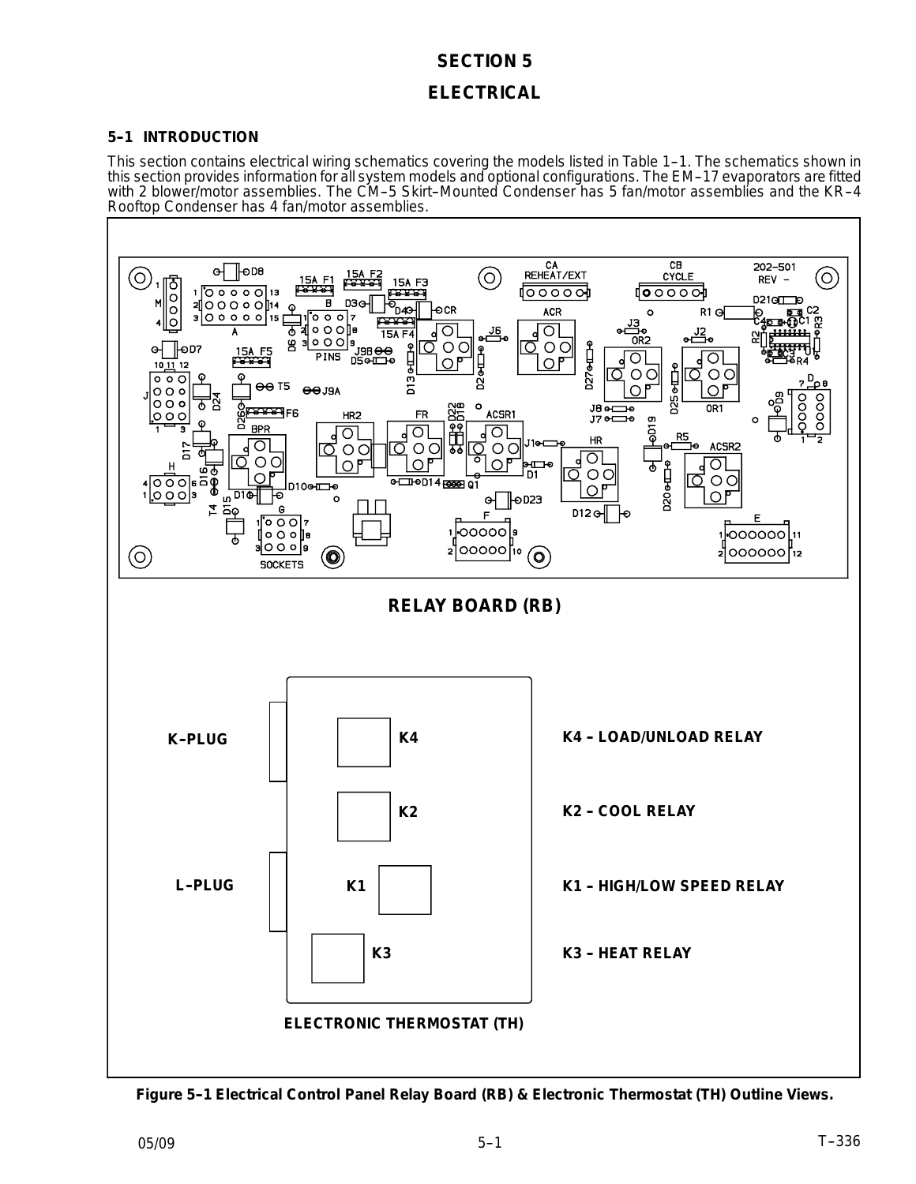# SECTION 5

# ELECTRICAL

### 5–1 INTRODUCTION

This section contains electrical wiring schematics covering the models listed in Table 1–1. The schematics shown in this section provides information for all system models and optional configurations. The EM–17 evaporators are fitted with 2 blower/motor assemblies. The CM–5 Skirt–Mounted Condenser has 5 fan/motor assemblies and the KR–4 Rooftop Condenser has 4 fan/motor assemblies.

**RELAY BOARD (RB)**

**K–PLUG**

**L–PLUG**

**K4 – LOAD/UNLOAD RELAY**

**K2 – COOL RELAY**

**K1 – HIGH/LOW SPEED RELAY**

**K3 – HEAT RELAY**

**ELECTRONIC THERMOSTAT (TH)**

**Figure 5–1 Electrical Control Panel Relay Board (RB) & Electronic Thermostat (TH) Outline Views.**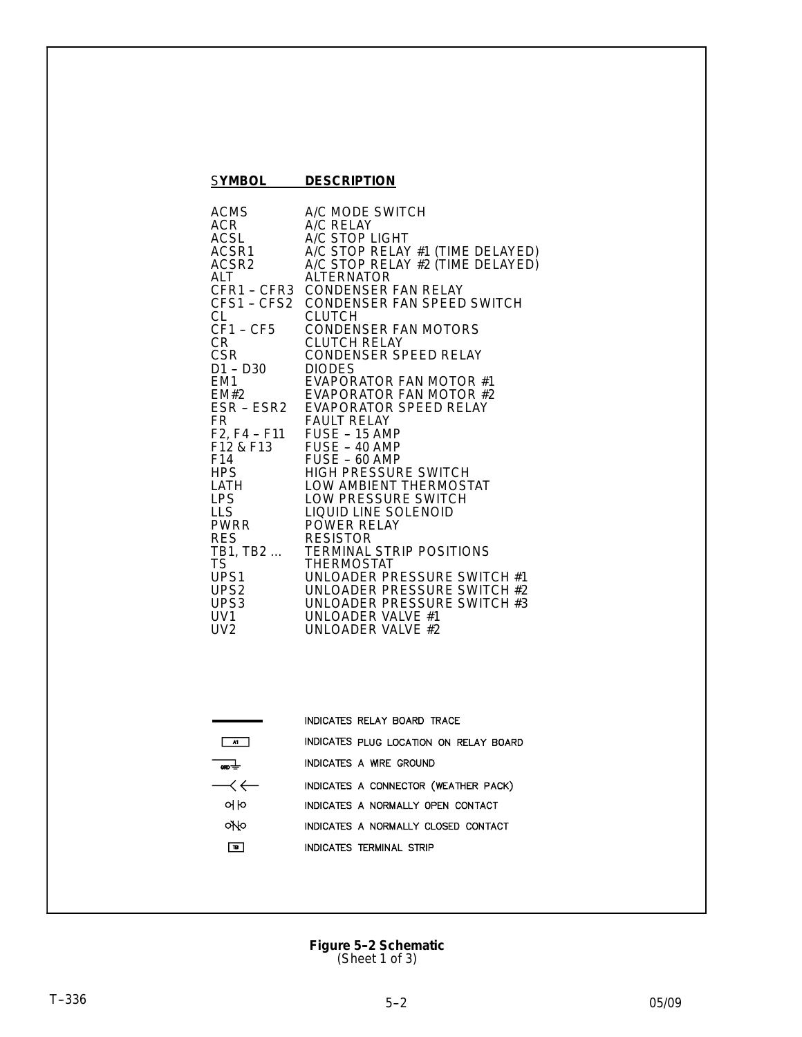| SYMBOL | DESCRIPTION |
| --- | --- |
| ACMS | A/C MODE SWITCH |
| ACR | A/C RELAY |
| ACSL | A/C STOP LIGHT |
| ACSR1 | A/C STOP RELAY #1 (TIME DELAYED) |
| ACSR2 | A/C STOP RELAY #2 (TIME DELAYED) |
| ALT | ALTERNATOR |
| CFR1 – CFR3 | CONDENSER FAN RELAY |
| CFS1 – CFS2 | CONDENSER FAN SPEED SWITCH |
| CL | CLUTCH |
| CF1 – CF5 | CONDENSER FAN MOTORS |
| CR | CLUTCH RELAY |
| CSR | CONDENSER SPEED RELAY |
| D1 – D30 | DIODES |
| EM1 | EVAPORATOR FAN MOTOR #1 |
| EM#2 | EVAPORATOR FAN MOTOR #2 |
| ESR – ESR2 | EVAPORATOR SPEED RELAY |
| FR | FAULT RELAY |
| F2, F4 – F11 | FUSE – 15 AMP |
| F12 & F13 | FUSE – 40 AMP |
| F14 | FUSE – 60 AMP |
| HPS | HIGH PRESSURE SWITCH |
| LATH | LOW AMBIENT THERMOSTAT |
| LPS | LOW PRESSURE SWITCH |
| LLS | LIQUID LINE SOLENOID |
| PWRR | POWER RELAY |
| RES | RESISTOR |
| TB1, TB2 ... | TERMINAL STRIP POSITIONS |
| TS | THERMOSTAT |
| UPS1 | UNLOADER PRESSURE SWITCH #1 |
| UPS2 | UNLOADER PRESSURE SWITCH #2 |
| UPS3 | UNLOADER PRESSURE SWITCH #3 |
| UV1 | UNLOADER VALVE #1 |
| UV2 | UNLOADER VALVE #2 |

| Symbol | Meaning |
| --- | --- |
| ▬▬ | INDICATES RELAY BOARD TRACE |
| A1 | INDICATES PLUG LOCATION ON RELAY BOARD |
| GRD | INDICATES A WIRE GROUND |
| —<← | INDICATES A CONNECTOR (WEATHER PACK) |
| o\| \|o | INDICATES A NORMALLY OPEN CONTACT |
| o\|/\|o | INDICATES A NORMALLY CLOSED CONTACT |
| TB | INDICATES TERMINAL STRIP |

**Figure 5–2 Schematic**
(Sheet 1 of 3)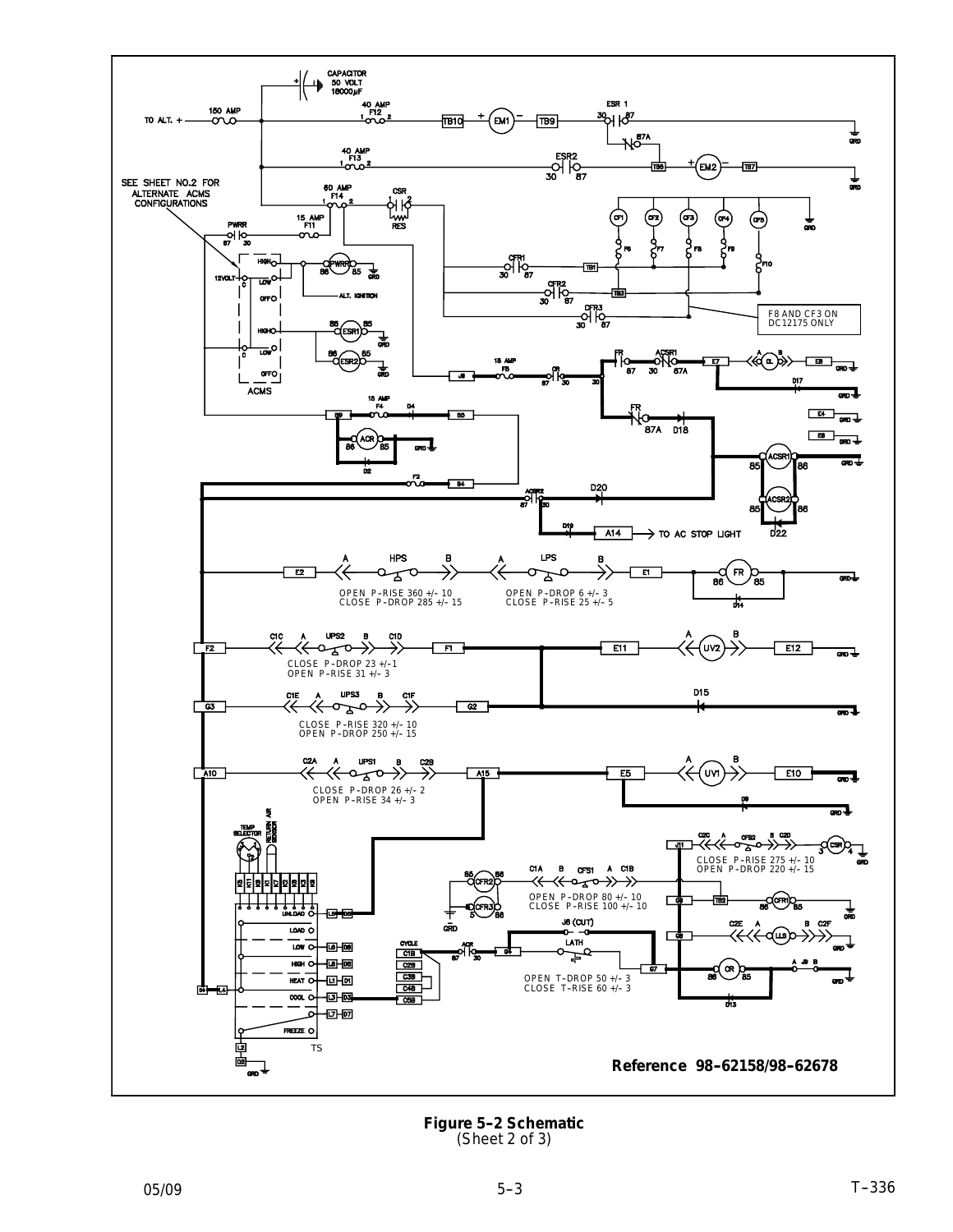CAPACITOR 50 VOLT 18000µF

TO ALT. + 150 AMP

40 AMP F12

TB10 EM1 TB9

ESR 1 30 87 87A

GRD

40 AMP F13

ESR2 30 87

TB6 EM2 TB7

GRD

SEE SHEET NO.2 FOR ALTERNATE ACMS CONFIGURATIONS

60 AMP F14

CSR RES

15 AMP F11

PWRR 87 30

CF1 CF2 CF3 CF4 CF5

F6 F7 F8 F9 F10

CFR1 30 87 TB1

CFR2 30 87 TB3

CFR3 30 87

F8 AND CF3 ON DC12175 ONLY

HIGH LOW OFF 12VOLT C

PWRR 86 85 GRD

ALT. IGNITION

HIGH LOW OFF C

ESR1 86 85 GRD

ESR2 86 85 GRD

ACMS

J8 15 AMP F5 CR 87 30

FR 87 ACSR1 30 87A E7 A DL B E8 GRD

D17

FR 87A D18

E4 GRD

E6 GRD

ACSR1 85 86 GRD

ACSR2 85 86 D22

B9 15 AMP F4 D4 B6

ACR 86 85 GRD D2

F3 B4

ACSR2 87 30 D20

D19 A14 TO AC STOP LIGHT

E2 A HPS B A LPS B E1 FR 86 85 GRD D14

OPEN P-RISE 360 +/- 10
CLOSE P-DROP 285 +/- 15

OPEN P-DROP 6 +/- 3
CLOSE P-RISE 25 +/- 5

F2 C1C A UPS2 B C1D F1 E11 A UV2 B E12 GRD

CLOSE P-DROP 23 +/-1
OPEN P-RISE 31 +/- 3

G3 C1E A UPS3 B C1F G2 D15 GRD

CLOSE P-RISE 320 +/- 10
OPEN P-DROP 250 +/- 15

A10 C2A A UPS1 B C2B A15 E5 A UV1 B E10 GRD

CLOSE P-DROP 26 +/- 2
OPEN P-RISE 34 +/- 3

D9 GRD

TEMP SELECTOR RETURN AIR SENSOR

UNLOAD LOAD LOW HIGH HEAT COOL FREEZE

L5 D5 L6 D6 L8 D8 L1 D1 L3 D3 L7 D7

B4 L4 L2 D2 GRD TS

J11 C2C A CFS2 B C2D CSR 3 4 GRD

CLOSE P-RISE 275 +/- 10
OPEN P-DROP 220 +/- 15

CFR2 85 86 CFR3 5 86 GRD

C1A B CFS1 A C1B

OPEN P-DROP 80 +/- 10
CLOSE P-RISE 100 +/- 10

G9 TB2 CFR1 86 85 GRD

G8 C2E A LLS B C2F GRD

CYCLE C1B C2B C3B C4B C5B

ACR 87 30 G4 J6 (CUT) LATH G7 CR 86 85 A J9 B GRD D13

OPEN T-DROP 50 +/- 3
CLOSE T-RISE 60 +/- 3

**Reference 98-62158/98-62678**

**Figure 5-2 Schematic**
(Sheet 2 of 3)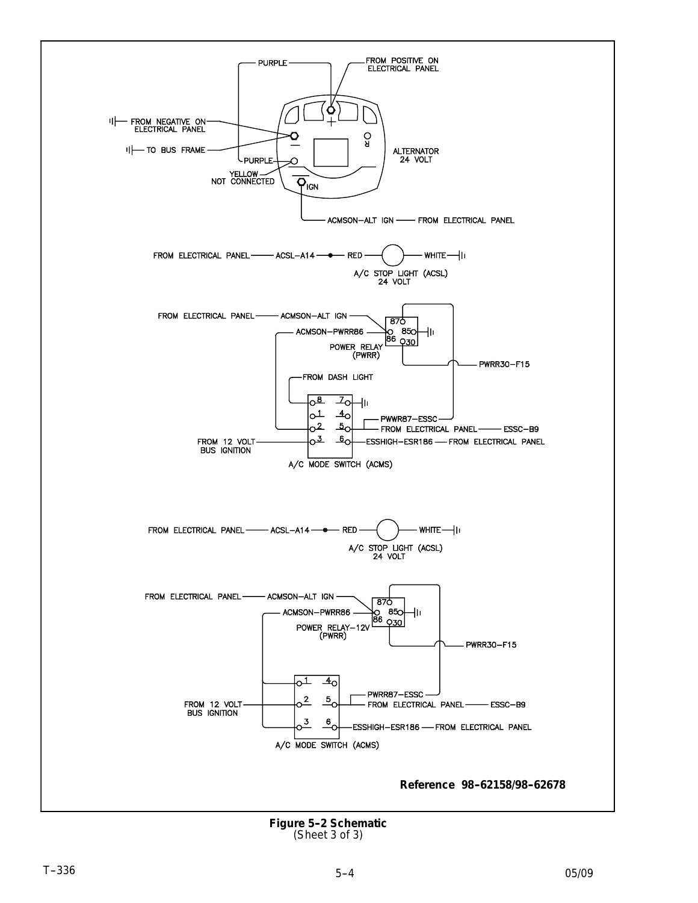PURPLE

FROM POSITIVE ON ELECTRICAL PANEL

FROM NEGATIVE ON ELECTRICAL PANEL

TO BUS FRAME

PURPLE

YELLOW NOT CONNECTED

IGN

R

ALTERNATOR 24 VOLT

ACMSON–ALT IGN —— FROM ELECTRICAL PANEL

FROM ELECTRICAL PANEL —— ACSL–A14 —— RED —— WHITE

A/C STOP LIGHT (ACSL) 24 VOLT

FROM ELECTRICAL PANEL —— ACMSON–ALT IGN

ACMSON–PWRR86

87 85 86 30

POWER RELAY (PWRR)

PWRR30–F15

FROM DASH LIGHT

8 7 1 4 2 5 3 6

PWWR87–ESSC

FROM ELECTRICAL PANEL —— ESSC–B9

FROM 12 VOLT BUS IGNITION

ESSHIGH–ESR186 —— FROM ELECTRICAL PANEL

A/C MODE SWITCH (ACMS)

FROM ELECTRICAL PANEL —— ACSL–A14 —— RED —— WHITE

A/C STOP LIGHT (ACSL) 24 VOLT

FROM ELECTRICAL PANEL —— ACMSON–ALT IGN

ACMSON–PWRR86

87 85 86 30

POWER RELAY–12V (PWRR)

PWRR30–F15

1 4 2 5 3 6

PWRR87–ESSC

FROM 12 VOLT BUS IGNITION

FROM ELECTRICAL PANEL —— ESSC–B9

ESSHIGH–ESR186 —— FROM ELECTRICAL PANEL

A/C MODE SWITCH (ACMS)

**Reference 98–62158/98–62678**

**Figure 5–2 Schematic**
(Sheet 3 of 3)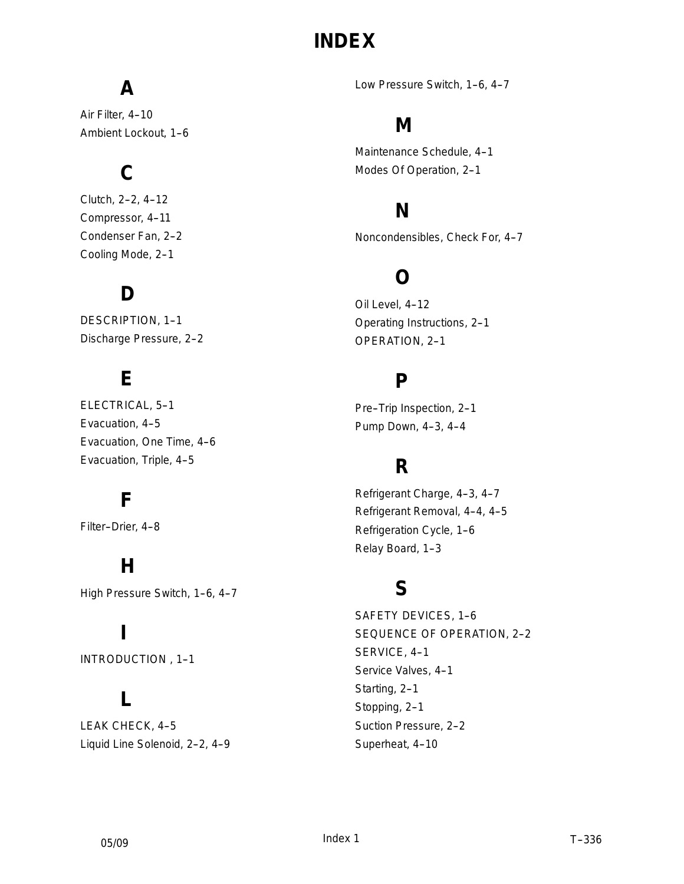# INDEX

## A

Air Filter, 4–10
Ambient Lockout, 1–6

## C

Clutch, 2–2, 4–12
Compressor, 4–11
Condenser Fan, 2–2
Cooling Mode, 2–1

## D

DESCRIPTION, 1–1
Discharge Pressure, 2–2

## E

ELECTRICAL, 5–1
Evacuation, 4–5
Evacuation, One Time, 4–6
Evacuation, Triple, 4–5

## F

Filter–Drier, 4–8

## H

High Pressure Switch, 1–6, 4–7

## I

INTRODUCTION , 1–1

## L

LEAK CHECK, 4–5
Liquid Line Solenoid, 2–2, 4–9
Low Pressure Switch, 1–6, 4–7

## M

Maintenance Schedule, 4–1
Modes Of Operation, 2–1

## N

Noncondensibles, Check For, 4–7

## O

Oil Level, 4–12
Operating Instructions, 2–1
OPERATION, 2–1

## P

Pre–Trip Inspection, 2–1
Pump Down, 4–3, 4–4

## R

Refrigerant Charge, 4–3, 4–7
Refrigerant Removal, 4–4, 4–5
Refrigeration Cycle, 1–6
Relay Board, 1–3

## S

SAFETY DEVICES, 1–6
SEQUENCE OF OPERATION, 2–2
SERVICE, 4–1
Service Valves, 4–1
Starting, 2–1
Stopping, 2–1
Suction Pressure, 2–2
Superheat, 4–10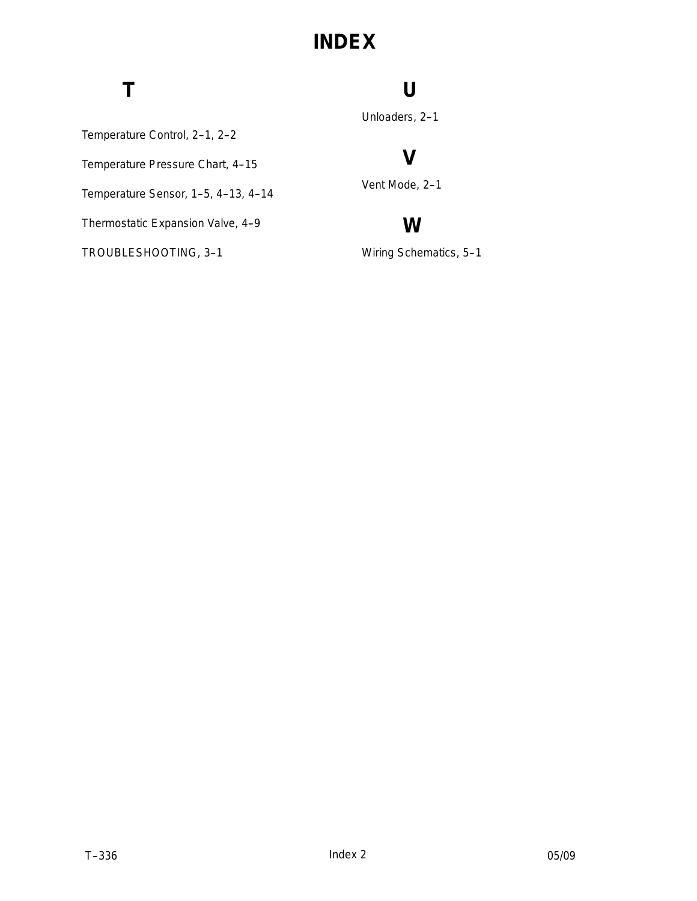# INDEX

## T

Temperature Control, 2–1, 2–2

Temperature Pressure Chart, 4–15

Temperature Sensor, 1–5, 4–13, 4–14

Thermostatic Expansion Valve, 4–9

TROUBLESHOOTING, 3–1

## U

Unloaders, 2–1

## V

Vent Mode, 2–1

## W

Wiring Schematics, 5–1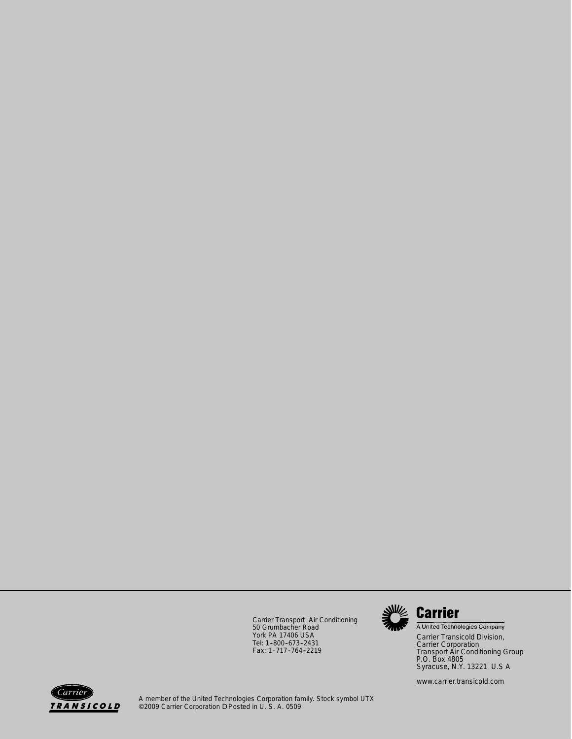Carrier Transport Air Conditioning
50 Grumbacher Road
York PA 17406 USA
Tel: 1–800–673–2431
Fax: 1–717–764–2219

**Carrier**
A United Technologies Company

Carrier Transicold Division,
Carrier Corporation
Transport Air Conditioning Group
P.O. Box 4805
Syracuse, N.Y. 13221 U.S A

www.carrier.transicold.com

Carrier TRANSICOLD

A member of the United Technologies Corporation family. Stock symbol UTX
©2009 Carrier Corporation D Posted in U. S. A. 0509